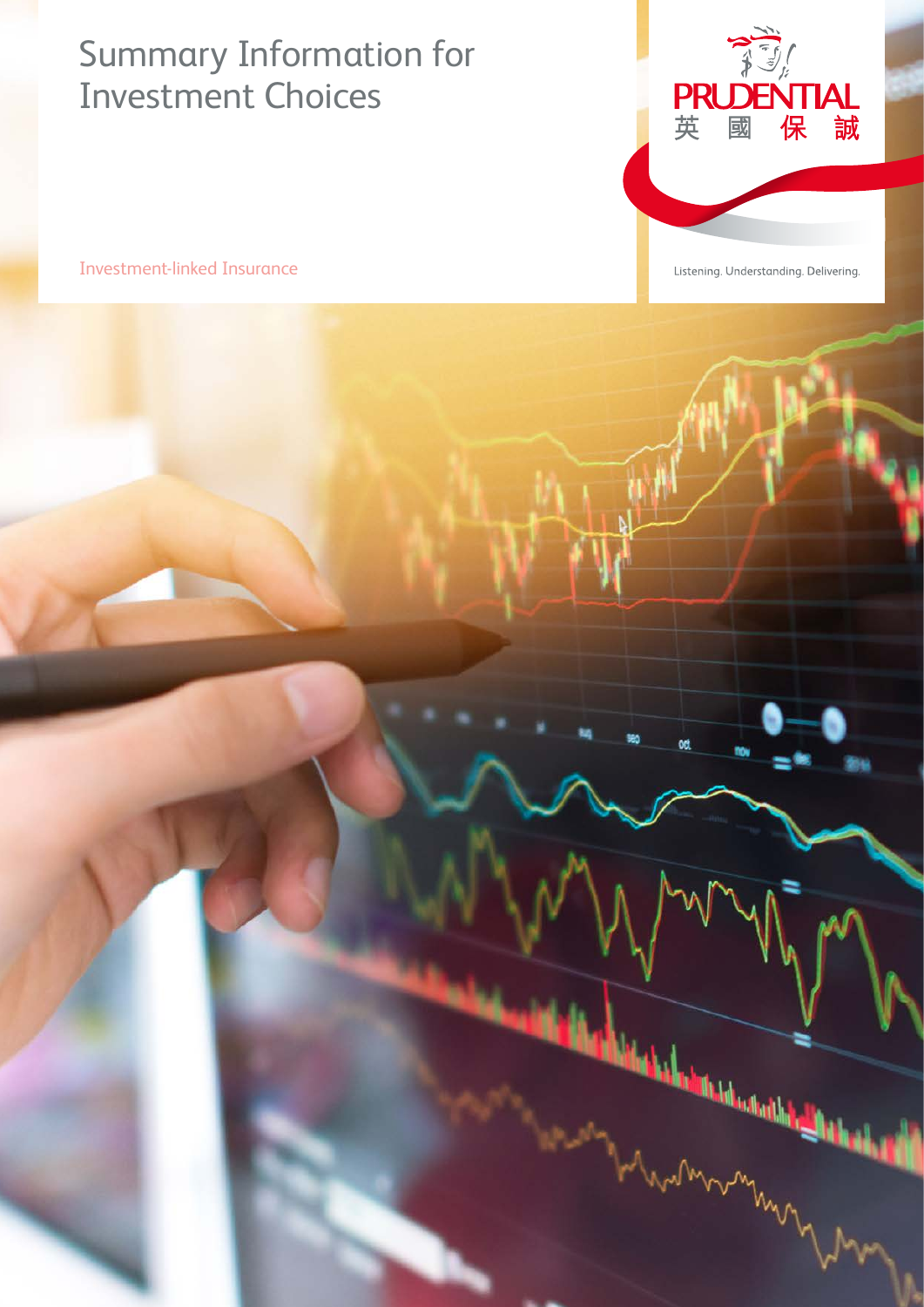# Summary Information for Investment Choices

Investment-linked Insurance

PRUDENTIAL 英國保誠

Listening. Understanding. Delivering.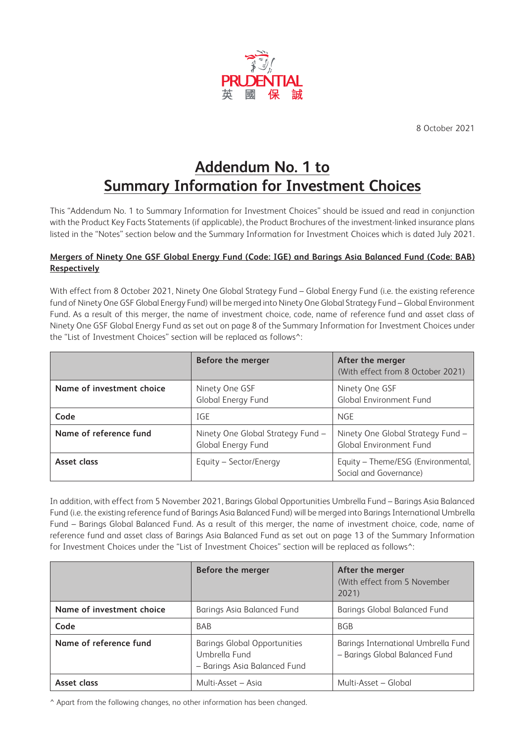PRUDENTIAL 英國保誠

8 October 2021

# Addendum No. 1 to Summary Information for Investment Choices

This "Addendum No. 1 to Summary Information for Investment Choices" should be issued and read in conjunction with the Product Key Facts Statements (if applicable), the Product Brochures of the investment-linked insurance plans listed in the "Notes" section below and the Summary Information for Investment Choices which is dated July 2021.

## Mergers of Ninety One GSF Global Energy Fund (Code: IGE) and Barings Asia Balanced Fund (Code: BAB) Respectively

With effect from 8 October 2021, Ninety One Global Strategy Fund – Global Energy Fund (i.e. the existing reference fund of Ninety One GSF Global Energy Fund) will be merged into Ninety One Global Strategy Fund – Global Environment Fund. As a result of this merger, the name of investment choice, code, name of reference fund and asset class of Ninety One GSF Global Energy Fund as set out on page 8 of the Summary Information for Investment Choices under the "List of Investment Choices" section will be replaced as follows^:

| | Before the merger | After the merger (With effect from 8 October 2021) |
|---|---|---|
| **Name of investment choice** | Ninety One GSF Global Energy Fund | Ninety One GSF Global Environment Fund |
| **Code** | IGE | NGE |
| **Name of reference fund** | Ninety One Global Strategy Fund – Global Energy Fund | Ninety One Global Strategy Fund – Global Environment Fund |
| **Asset class** | Equity – Sector/Energy | Equity – Theme/ESG (Environmental, Social and Governance) |

In addition, with effect from 5 November 2021, Barings Global Opportunities Umbrella Fund – Barings Asia Balanced Fund (i.e. the existing reference fund of Barings Asia Balanced Fund) will be merged into Barings International Umbrella Fund – Barings Global Balanced Fund. As a result of this merger, the name of investment choice, code, name of reference fund and asset class of Barings Asia Balanced Fund as set out on page 13 of the Summary Information for Investment Choices under the "List of Investment Choices" section will be replaced as follows^:

| | Before the merger | After the merger (With effect from 5 November 2021) |
|---|---|---|
| **Name of investment choice** | Barings Asia Balanced Fund | Barings Global Balanced Fund |
| **Code** | BAB | BGB |
| **Name of reference fund** | Barings Global Opportunities Umbrella Fund – Barings Asia Balanced Fund | Barings International Umbrella Fund – Barings Global Balanced Fund |
| **Asset class** | Multi-Asset – Asia | Multi-Asset – Global |

^ Apart from the following changes, no other information has been changed.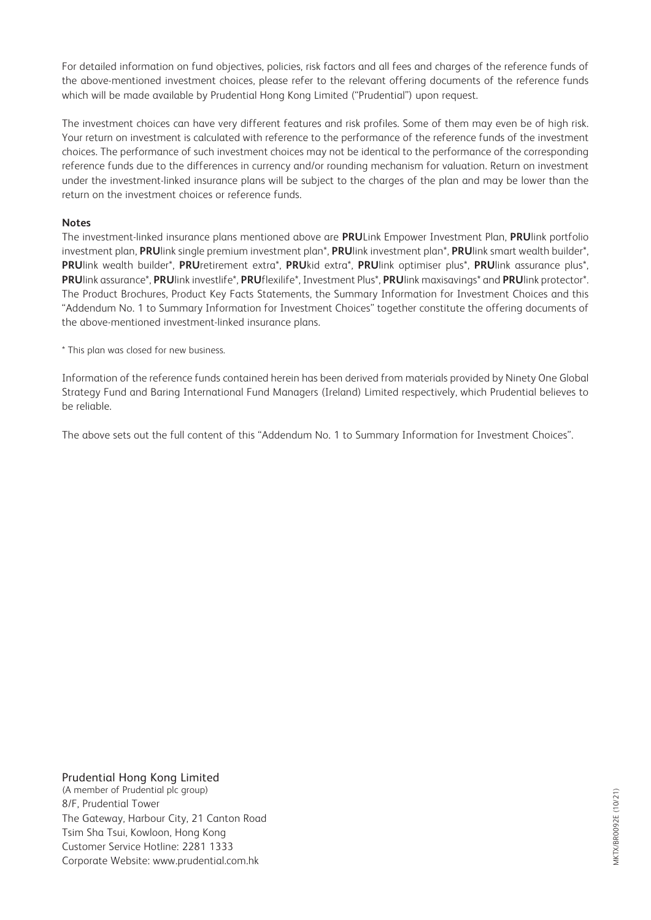For detailed information on fund objectives, policies, risk factors and all fees and charges of the reference funds of the above-mentioned investment choices, please refer to the relevant offering documents of the reference funds which will be made available by Prudential Hong Kong Limited ("Prudential") upon request.

The investment choices can have very different features and risk profiles. Some of them may even be of high risk. Your return on investment is calculated with reference to the performance of the reference funds of the investment choices. The performance of such investment choices may not be identical to the performance of the corresponding reference funds due to the differences in currency and/or rounding mechanism for valuation. Return on investment under the investment-linked insurance plans will be subject to the charges of the plan and may be lower than the return on the investment choices or reference funds.

**Notes**

The investment-linked insurance plans mentioned above are **PRU**Link Empower Investment Plan, **PRU**link portfolio investment plan, **PRU**link single premium investment plan*, **PRU**link investment plan*, **PRU**link smart wealth builder*, **PRU**link wealth builder*, **PRU**retirement extra*, **PRU**kid extra*, **PRU**link optimiser plus*, **PRU**link assurance plus*, **PRU**link assurance*, **PRU**link investlife*, **PRU**flexilife*, Investment Plus*, **PRU**link maxisavings* and **PRU**link protector*. The Product Brochures, Product Key Facts Statements, the Summary Information for Investment Choices and this "Addendum No. 1 to Summary Information for Investment Choices" together constitute the offering documents of the above-mentioned investment-linked insurance plans.

* This plan was closed for new business.

Information of the reference funds contained herein has been derived from materials provided by Ninety One Global Strategy Fund and Baring International Fund Managers (Ireland) Limited respectively, which Prudential believes to be reliable.

The above sets out the full content of this "Addendum No. 1 to Summary Information for Investment Choices".

Prudential Hong Kong Limited
(A member of Prudential plc group)
8/F, Prudential Tower
The Gateway, Harbour City, 21 Canton Road
Tsim Sha Tsui, Kowloon, Hong Kong
Customer Service Hotline: 2281 1333
Corporate Website: www.prudential.com.hk

MKTX/BR0092E (10/21)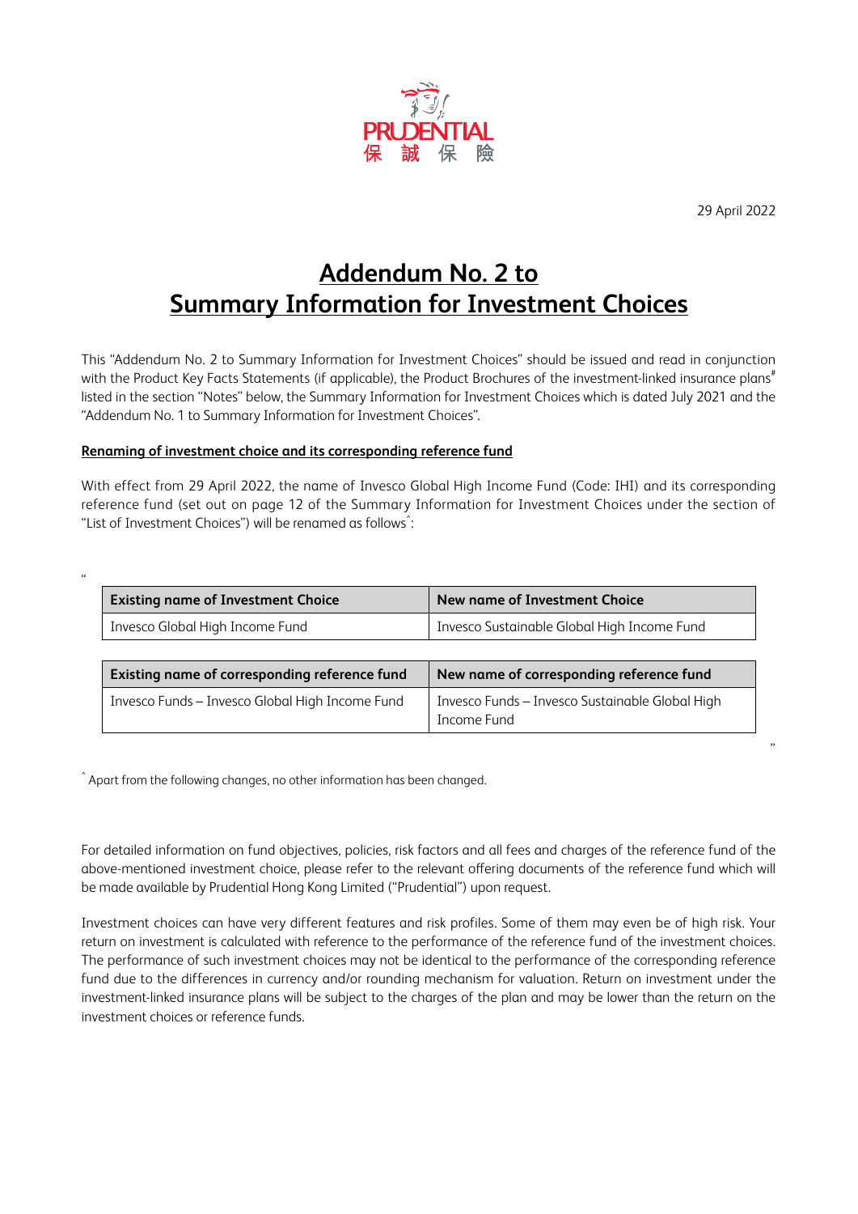PRUDENTIAL 保誠保險

29 April 2022

# Addendum No. 2 to Summary Information for Investment Choices

This "Addendum No. 2 to Summary Information for Investment Choices" should be issued and read in conjunction with the Product Key Facts Statements (if applicable), the Product Brochures of the investment-linked insurance plans[#] listed in the section "Notes" below, the Summary Information for Investment Choices which is dated July 2021 and the "Addendum No. 1 to Summary Information for Investment Choices".

**Renaming of investment choice and its corresponding reference fund**

With effect from 29 April 2022, the name of Invesco Global High Income Fund (Code: IHI) and its corresponding reference fund (set out on page 12 of the Summary Information for Investment Choices under the section of "List of Investment Choices") will be renamed as follows^:

"

| Existing name of Investment Choice | New name of Investment Choice |
|---|---|
| Invesco Global High Income Fund | Invesco Sustainable Global High Income Fund |

| Existing name of corresponding reference fund | New name of corresponding reference fund |
|---|---|
| Invesco Funds – Invesco Global High Income Fund | Invesco Funds – Invesco Sustainable Global High Income Fund |

"

^ Apart from the following changes, no other information has been changed.

For detailed information on fund objectives, policies, risk factors and all fees and charges of the reference fund of the above-mentioned investment choice, please refer to the relevant offering documents of the reference fund which will be made available by Prudential Hong Kong Limited ("Prudential") upon request.

Investment choices can have very different features and risk profiles. Some of them may even be of high risk. Your return on investment is calculated with reference to the performance of the reference fund of the investment choices. The performance of such investment choices may not be identical to the performance of the corresponding reference fund due to the differences in currency and/or rounding mechanism for valuation. Return on investment under the investment-linked insurance plans will be subject to the charges of the plan and may be lower than the return on the investment choices or reference funds.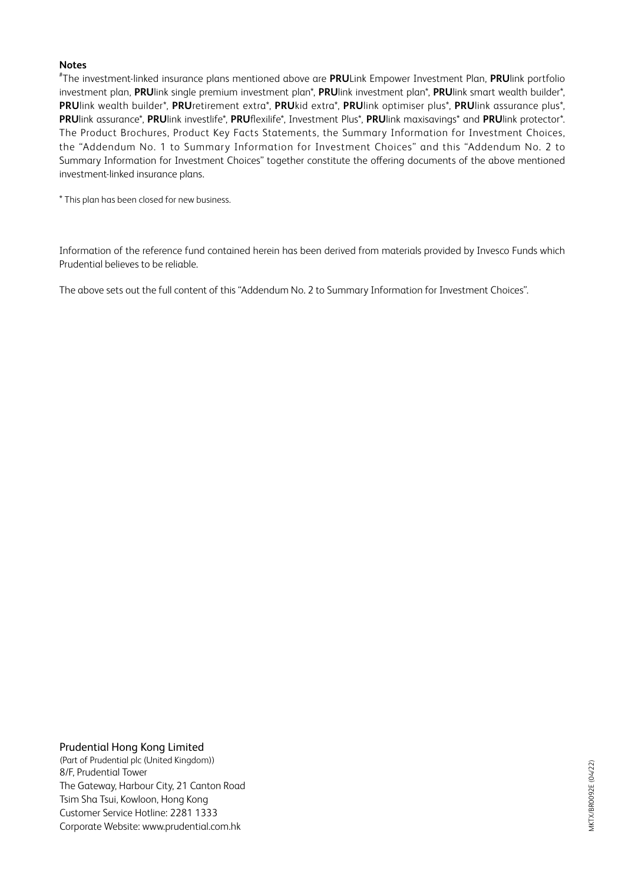**Notes**

#The investment-linked insurance plans mentioned above are **PRU**Link Empower Investment Plan, **PRU**link portfolio investment plan, **PRU**link single premium investment plan*, **PRU**link investment plan*, **PRU**link smart wealth builder*, **PRU**link wealth builder*, **PRU**retirement extra*, **PRU**kid extra*, **PRU**link optimiser plus*, **PRU**link assurance plus*, **PRU**link assurance*, **PRU**link investlife*, **PRU**flexilife*, Investment Plus*, **PRU**link maxisavings* and **PRU**link protector*. The Product Brochures, Product Key Facts Statements, the Summary Information for Investment Choices, the "Addendum No. 1 to Summary Information for Investment Choices" and this "Addendum No. 2 to Summary Information for Investment Choices" together constitute the offering documents of the above mentioned investment-linked insurance plans.

* This plan has been closed for new business.

Information of the reference fund contained herein has been derived from materials provided by Invesco Funds which Prudential believes to be reliable.

The above sets out the full content of this "Addendum No. 2 to Summary Information for Investment Choices".

Prudential Hong Kong Limited
(Part of Prudential plc (United Kingdom))
8/F, Prudential Tower
The Gateway, Harbour City, 21 Canton Road
Tsim Sha Tsui, Kowloon, Hong Kong
Customer Service Hotline: 2281 1333
Corporate Website: www.prudential.com.hk

MKTX/BR0092E (04/22)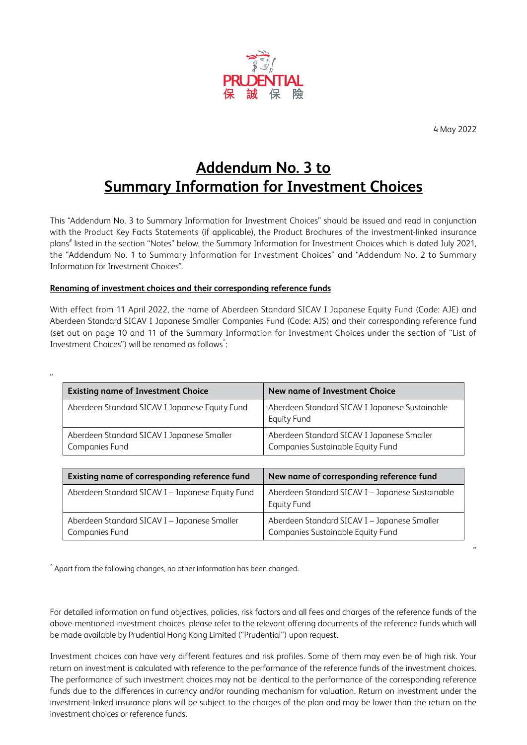PRUDENTIAL 保誠保險

4 May 2022

# Addendum No. 3 to Summary Information for Investment Choices

This "Addendum No. 3 to Summary Information for Investment Choices" should be issued and read in conjunction with the Product Key Facts Statements (if applicable), the Product Brochures of the investment-linked insurance plans# listed in the section "Notes" below, the Summary Information for Investment Choices which is dated July 2021, the "Addendum No. 1 to Summary Information for Investment Choices" and "Addendum No. 2 to Summary Information for Investment Choices".

**Renaming of investment choices and their corresponding reference funds**

With effect from 11 April 2022, the name of Aberdeen Standard SICAV I Japanese Equity Fund (Code: AJE) and Aberdeen Standard SICAV I Japanese Smaller Companies Fund (Code: AJS) and their corresponding reference fund (set out on page 10 and 11 of the Summary Information for Investment Choices under the section of "List of Investment Choices") will be renamed as follows^:

"

| Existing name of Investment Choice | New name of Investment Choice |
|---|---|
| Aberdeen Standard SICAV I Japanese Equity Fund | Aberdeen Standard SICAV I Japanese Sustainable Equity Fund |
| Aberdeen Standard SICAV I Japanese Smaller Companies Fund | Aberdeen Standard SICAV I Japanese Smaller Companies Sustainable Equity Fund |

| Existing name of corresponding reference fund | New name of corresponding reference fund |
|---|---|
| Aberdeen Standard SICAV I – Japanese Equity Fund | Aberdeen Standard SICAV I – Japanese Sustainable Equity Fund |
| Aberdeen Standard SICAV I – Japanese Smaller Companies Fund | Aberdeen Standard SICAV I – Japanese Smaller Companies Sustainable Equity Fund |

"

^ Apart from the following changes, no other information has been changed.

For detailed information on fund objectives, policies, risk factors and all fees and charges of the reference funds of the above-mentioned investment choices, please refer to the relevant offering documents of the reference funds which will be made available by Prudential Hong Kong Limited ("Prudential") upon request.

Investment choices can have very different features and risk profiles. Some of them may even be of high risk. Your return on investment is calculated with reference to the performance of the reference funds of the investment choices. The performance of such investment choices may not be identical to the performance of the corresponding reference funds due to the differences in currency and/or rounding mechanism for valuation. Return on investment under the investment-linked insurance plans will be subject to the charges of the plan and may be lower than the return on the investment choices or reference funds.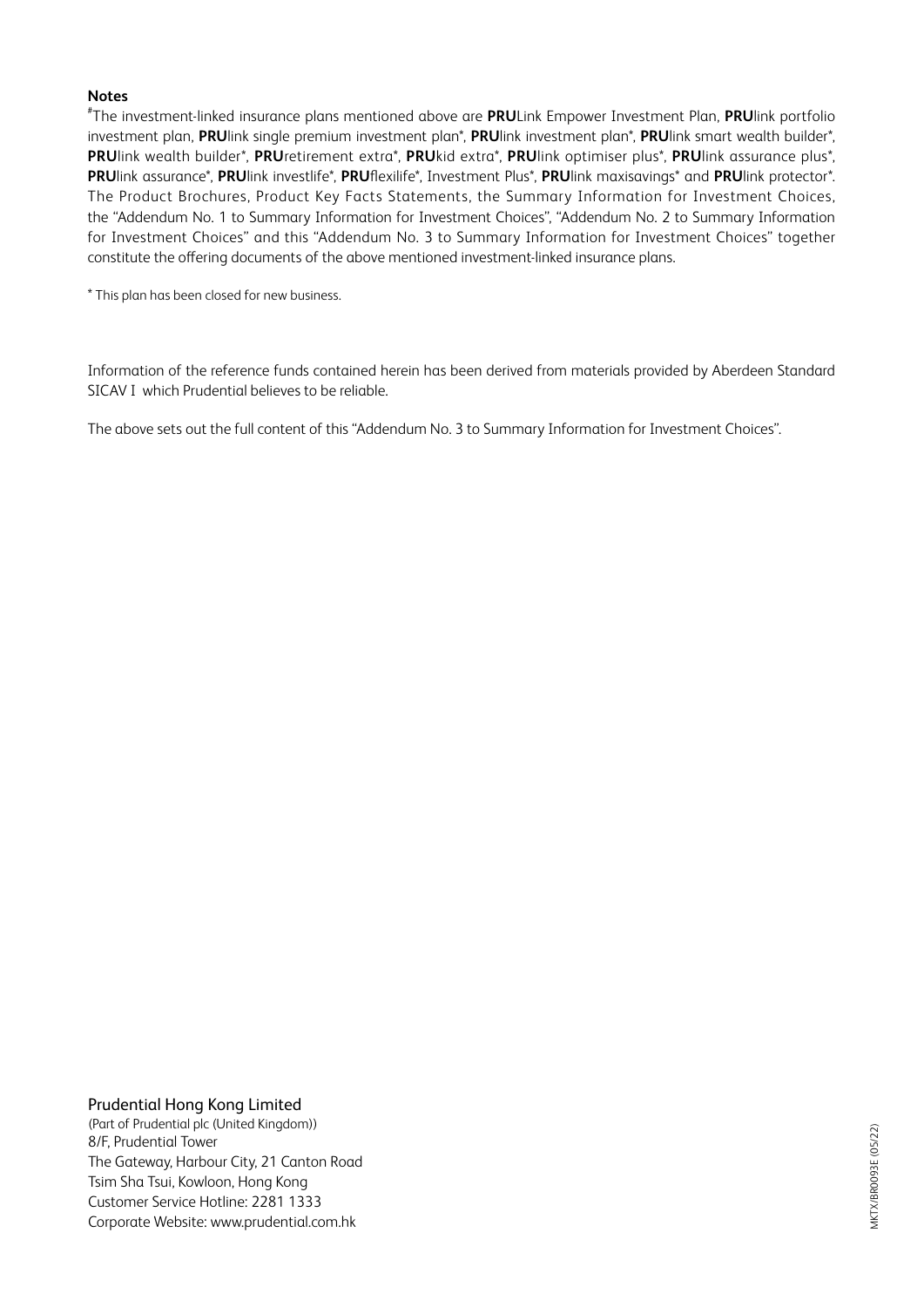**Notes**

#The investment-linked insurance plans mentioned above are **PRU**Link Empower Investment Plan, **PRU**link portfolio investment plan, **PRU**link single premium investment plan*, **PRU**link investment plan*, **PRU**link smart wealth builder*, **PRU**link wealth builder*, **PRU**retirement extra*, **PRU**kid extra*, **PRU**link optimiser plus*, **PRU**link assurance plus*, **PRU**link assurance*, **PRU**link investlife*, **PRU**flexilife*, Investment Plus*, **PRU**link maxisavings* and **PRU**link protector*. The Product Brochures, Product Key Facts Statements, the Summary Information for Investment Choices, the "Addendum No. 1 to Summary Information for Investment Choices", "Addendum No. 2 to Summary Information for Investment Choices" and this "Addendum No. 3 to Summary Information for Investment Choices" together constitute the offering documents of the above mentioned investment-linked insurance plans.

* This plan has been closed for new business.

Information of the reference funds contained herein has been derived from materials provided by Aberdeen Standard SICAV I which Prudential believes to be reliable.

The above sets out the full content of this "Addendum No. 3 to Summary Information for Investment Choices".

Prudential Hong Kong Limited
(Part of Prudential plc (United Kingdom))
8/F, Prudential Tower
The Gateway, Harbour City, 21 Canton Road
Tsim Sha Tsui, Kowloon, Hong Kong
Customer Service Hotline: 2281 1333
Corporate Website: www.prudential.com.hk

MKTX/BR0093E (05/22)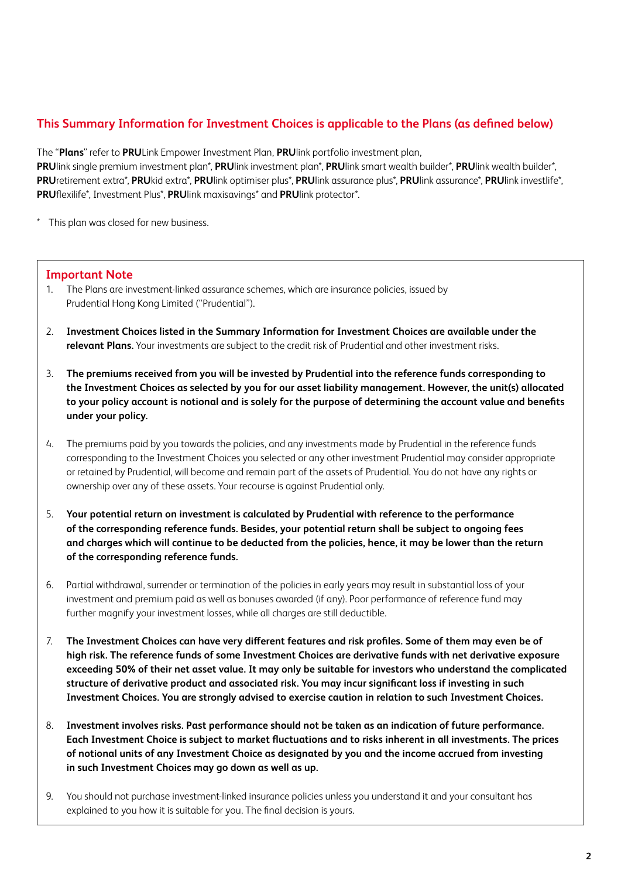## This Summary Information for Investment Choices is applicable to the Plans (as defined below)

The "**Plans**" refer to **PRU**Link Empower Investment Plan, **PRU**link portfolio investment plan, **PRU**link single premium investment plan*, **PRU**link investment plan*, **PRU**link smart wealth builder*, **PRU**link wealth builder*, **PRU**retirement extra*, **PRU**kid extra*, **PRU**link optimiser plus*, **PRU**link assurance plus*, **PRU**link assurance*, **PRU**link investlife*, **PRU**flexilife*, Investment Plus*, **PRU**link maxisavings* and **PRU**link protector*.

\* This plan was closed for new business.

### Important Note

1. The Plans are investment-linked assurance schemes, which are insurance policies, issued by Prudential Hong Kong Limited ("Prudential").

2. **Investment Choices listed in the Summary Information for Investment Choices are available under the relevant Plans.** Your investments are subject to the credit risk of Prudential and other investment risks.

3. **The premiums received from you will be invested by Prudential into the reference funds corresponding to the Investment Choices as selected by you for our asset liability management. However, the unit(s) allocated to your policy account is notional and is solely for the purpose of determining the account value and benefits under your policy.**

4. The premiums paid by you towards the policies, and any investments made by Prudential in the reference funds corresponding to the Investment Choices you selected or any other investment Prudential may consider appropriate or retained by Prudential, will become and remain part of the assets of Prudential. You do not have any rights or ownership over any of these assets. Your recourse is against Prudential only.

5. **Your potential return on investment is calculated by Prudential with reference to the performance of the corresponding reference funds. Besides, your potential return shall be subject to ongoing fees and charges which will continue to be deducted from the policies, hence, it may be lower than the return of the corresponding reference funds.**

6. Partial withdrawal, surrender or termination of the policies in early years may result in substantial loss of your investment and premium paid as well as bonuses awarded (if any). Poor performance of reference fund may further magnify your investment losses, while all charges are still deductible.

7. **The Investment Choices can have very different features and risk profiles. Some of them may even be of high risk. The reference funds of some Investment Choices are derivative funds with net derivative exposure exceeding 50% of their net asset value. It may only be suitable for investors who understand the complicated structure of derivative product and associated risk. You may incur significant loss if investing in such Investment Choices. You are strongly advised to exercise caution in relation to such Investment Choices.**

8. **Investment involves risks. Past performance should not be taken as an indication of future performance. Each Investment Choice is subject to market fluctuations and to risks inherent in all investments. The prices of notional units of any Investment Choice as designated by you and the income accrued from investing in such Investment Choices may go down as well as up.**

9. You should not purchase investment-linked insurance policies unless you understand it and your consultant has explained to you how it is suitable for you. The final decision is yours.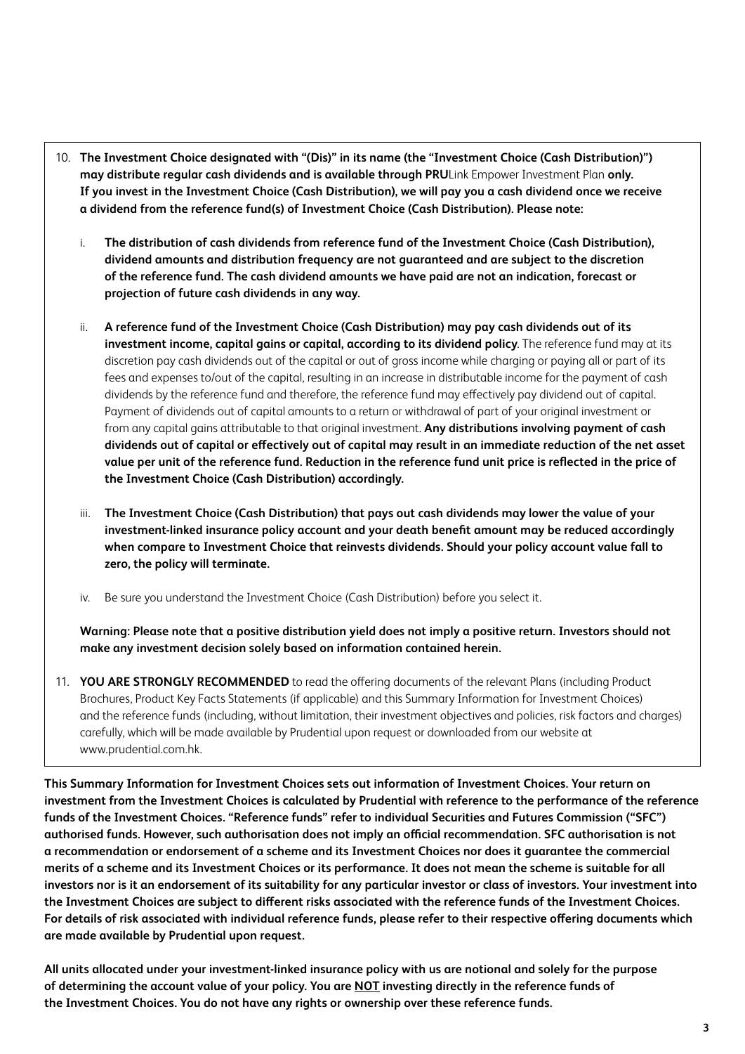10. **The Investment Choice designated with "(Dis)" in its name (the "Investment Choice (Cash Distribution)") may distribute regular cash dividends and is available through PRU**Link Empower Investment Plan **only. If you invest in the Investment Choice (Cash Distribution), we will pay you a cash dividend once we receive a dividend from the reference fund(s) of Investment Choice (Cash Distribution). Please note:**

    i. **The distribution of cash dividends from reference fund of the Investment Choice (Cash Distribution), dividend amounts and distribution frequency are not guaranteed and are subject to the discretion of the reference fund. The cash dividend amounts we have paid are not an indication, forecast or projection of future cash dividends in any way.**

    ii. **A reference fund of the Investment Choice (Cash Distribution) may pay cash dividends out of its investment income, capital gains or capital, according to its dividend policy**. The reference fund may at its discretion pay cash dividends out of the capital or out of gross income while charging or paying all or part of its fees and expenses to/out of the capital, resulting in an increase in distributable income for the payment of cash dividends by the reference fund and therefore, the reference fund may effectively pay dividend out of capital. Payment of dividends out of capital amounts to a return or withdrawal of part of your original investment or from any capital gains attributable to that original investment. **Any distributions involving payment of cash dividends out of capital or effectively out of capital may result in an immediate reduction of the net asset value per unit of the reference fund. Reduction in the reference fund unit price is reflected in the price of the Investment Choice (Cash Distribution) accordingly.**

    iii. **The Investment Choice (Cash Distribution) that pays out cash dividends may lower the value of your investment-linked insurance policy account and your death benefit amount may be reduced accordingly when compare to Investment Choice that reinvests dividends. Should your policy account value fall to zero, the policy will terminate.**

    iv. Be sure you understand the Investment Choice (Cash Distribution) before you select it.

    **Warning: Please note that a positive distribution yield does not imply a positive return. Investors should not make any investment decision solely based on information contained herein.**

11. **YOU ARE STRONGLY RECOMMENDED** to read the offering documents of the relevant Plans (including Product Brochures, Product Key Facts Statements (if applicable) and this Summary Information for Investment Choices) and the reference funds (including, without limitation, their investment objectives and policies, risk factors and charges) carefully, which will be made available by Prudential upon request or downloaded from our website at www.prudential.com.hk.

**This Summary Information for Investment Choices sets out information of Investment Choices. Your return on investment from the Investment Choices is calculated by Prudential with reference to the performance of the reference funds of the Investment Choices. "Reference funds" refer to individual Securities and Futures Commission ("SFC") authorised funds. However, such authorisation does not imply an official recommendation. SFC authorisation is not a recommendation or endorsement of a scheme and its Investment Choices nor does it guarantee the commercial merits of a scheme and its Investment Choices or its performance. It does not mean the scheme is suitable for all investors nor is it an endorsement of its suitability for any particular investor or class of investors. Your investment into the Investment Choices are subject to different risks associated with the reference funds of the Investment Choices. For details of risk associated with individual reference funds, please refer to their respective offering documents which are made available by Prudential upon request.**

**All units allocated under your investment-linked insurance policy with us are notional and solely for the purpose of determining the account value of your policy. You are <u>NOT</u> investing directly in the reference funds of the Investment Choices. You do not have any rights or ownership over these reference funds.**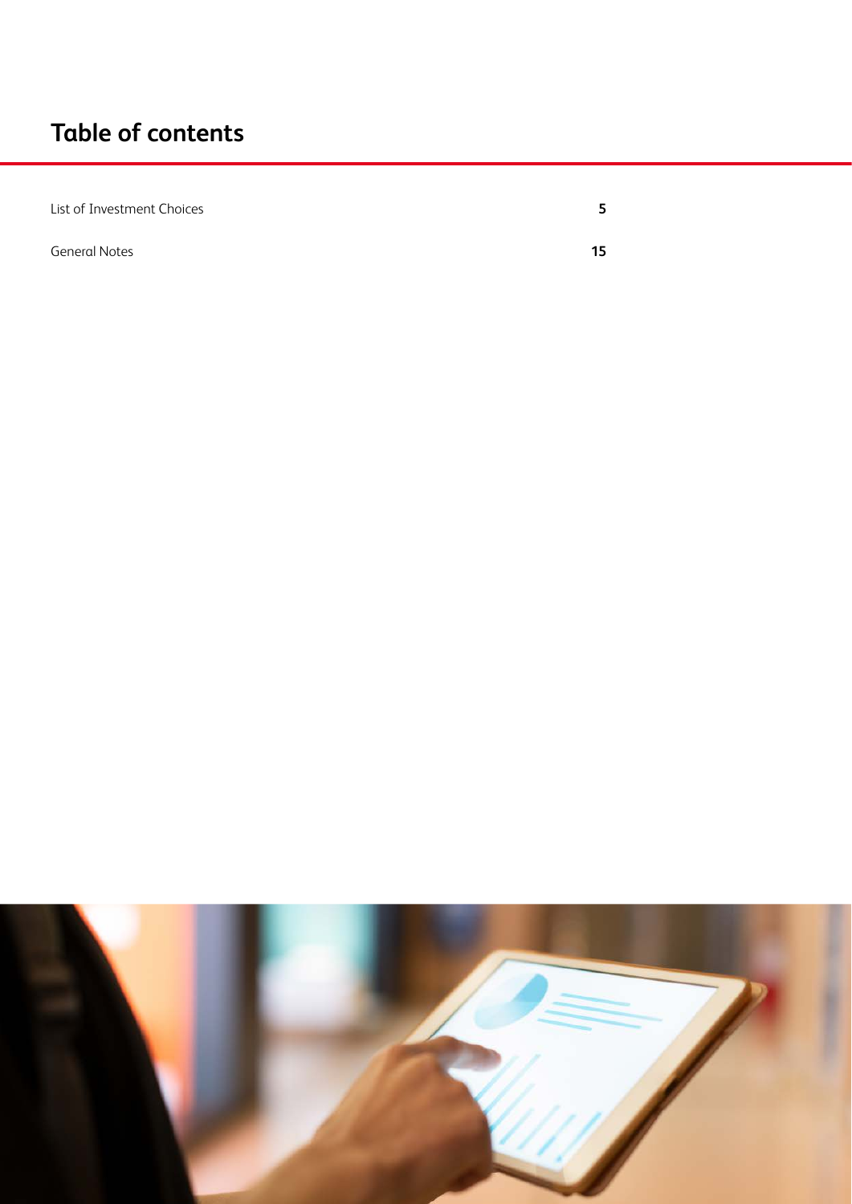# Table of contents

| | |
|---|---|
| List of Investment Choices | **5** |
| General Notes | **15** |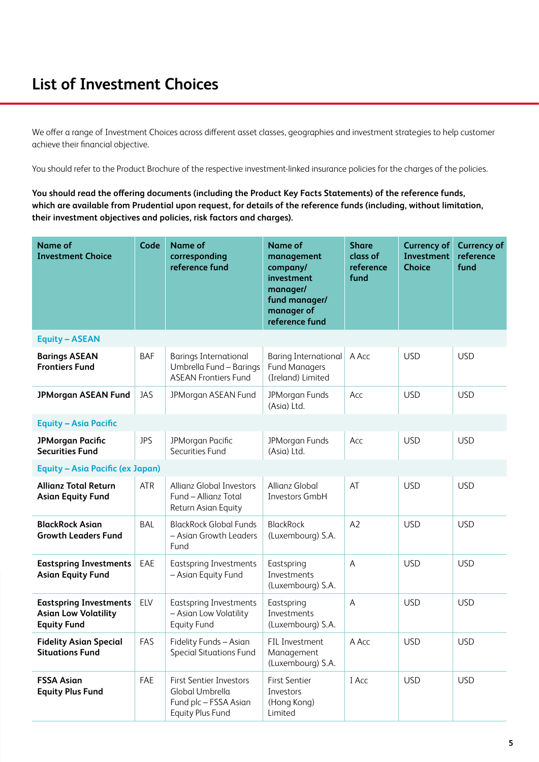# List of Investment Choices

We offer a range of Investment Choices across different asset classes, geographies and investment strategies to help customer achieve their financial objective.

You should refer to the Product Brochure of the respective investment-linked insurance policies for the charges of the policies.

**You should read the offering documents (including the Product Key Facts Statements) of the reference funds, which are available from Prudential upon request, for details of the reference funds (including, without limitation, their investment objectives and policies, risk factors and charges).**

| Name of Investment Choice | Code | Name of corresponding reference fund | Name of management company/ investment manager/ fund manager/ manager of reference fund | Share class of reference fund | Currency of Investment Choice | Currency of reference fund |
|---|---|---|---|---|---|---|
| **Equity – ASEAN** | | | | | | |
| **Barings ASEAN Frontiers Fund** | BAF | Barings International Umbrella Fund – Barings ASEAN Frontiers Fund | Baring International Fund Managers (Ireland) Limited | A Acc | USD | USD |
| **JPMorgan ASEAN Fund** | JAS | JPMorgan ASEAN Fund | JPMorgan Funds (Asia) Ltd. | Acc | USD | USD |
| **Equity – Asia Pacific** | | | | | | |
| **JPMorgan Pacific Securities Fund** | JPS | JPMorgan Pacific Securities Fund | JPMorgan Funds (Asia) Ltd. | Acc | USD | USD |
| **Equity – Asia Pacific (ex Japan)** | | | | | | |
| **Allianz Total Return Asian Equity Fund** | ATR | Allianz Global Investors Fund – Allianz Total Return Asian Equity | Allianz Global Investors GmbH | AT | USD | USD |
| **BlackRock Asian Growth Leaders Fund** | BAL | BlackRock Global Funds – Asian Growth Leaders Fund | BlackRock (Luxembourg) S.A. | A2 | USD | USD |
| **Eastspring Investments Asian Equity Fund** | EAE | Eastspring Investments – Asian Equity Fund | Eastspring Investments (Luxembourg) S.A. | A | USD | USD |
| **Eastspring Investments Asian Low Volatility Equity Fund** | ELV | Eastspring Investments – Asian Low Volatility Equity Fund | Eastspring Investments (Luxembourg) S.A. | A | USD | USD |
| **Fidelity Asian Special Situations Fund** | FAS | Fidelity Funds – Asian Special Situations Fund | FIL Investment Management (Luxembourg) S.A. | A Acc | USD | USD |
| **FSSA Asian Equity Plus Fund** | FAE | First Sentier Investors Global Umbrella Fund plc – FSSA Asian Equity Plus Fund | First Sentier Investors (Hong Kong) Limited | I Acc | USD | USD |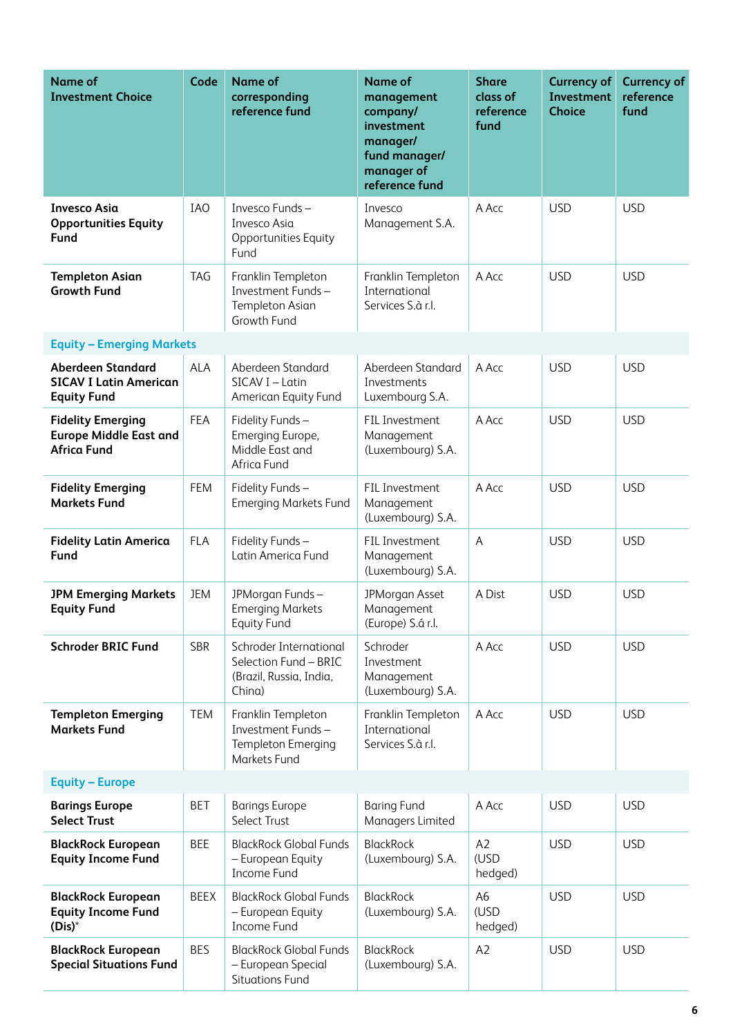| Name of Investment Choice | Code | Name of corresponding reference fund | Name of management company/ investment manager/ fund manager/ manager of reference fund | Share class of reference fund | Currency of Investment Choice | Currency of reference fund |
|---|---|---|---|---|---|---|
| **Invesco Asia Opportunities Equity Fund** | IAO | Invesco Funds – Invesco Asia Opportunities Equity Fund | Invesco Management S.A. | A Acc | USD | USD |
| **Templeton Asian Growth Fund** | TAG | Franklin Templeton Investment Funds – Templeton Asian Growth Fund | Franklin Templeton International Services S.à r.l. | A Acc | USD | USD |
| **Equity – Emerging Markets** | | | | | | |
| **Aberdeen Standard SICAV I Latin American Equity Fund** | ALA | Aberdeen Standard SICAV I – Latin American Equity Fund | Aberdeen Standard Investments Luxembourg S.A. | A Acc | USD | USD |
| **Fidelity Emerging Europe Middle East and Africa Fund** | FEA | Fidelity Funds – Emerging Europe, Middle East and Africa Fund | FIL Investment Management (Luxembourg) S.A. | A Acc | USD | USD |
| **Fidelity Emerging Markets Fund** | FEM | Fidelity Funds – Emerging Markets Fund | FIL Investment Management (Luxembourg) S.A. | A Acc | USD | USD |
| **Fidelity Latin America Fund** | FLA | Fidelity Funds – Latin America Fund | FIL Investment Management (Luxembourg) S.A. | A | USD | USD |
| **JPM Emerging Markets Equity Fund** | JEM | JPMorgan Funds – Emerging Markets Equity Fund | JPMorgan Asset Management (Europe) S.á r.l. | A Dist | USD | USD |
| **Schroder BRIC Fund** | SBR | Schroder International Selection Fund – BRIC (Brazil, Russia, India, China) | Schroder Investment Management (Luxembourg) S.A. | A Acc | USD | USD |
| **Templeton Emerging Markets Fund** | TEM | Franklin Templeton Investment Funds – Templeton Emerging Markets Fund | Franklin Templeton International Services S.à r.l. | A Acc | USD | USD |
| **Equity – Europe** | | | | | | |
| **Barings Europe Select Trust** | BET | Barings Europe Select Trust | Baring Fund Managers Limited | A Acc | USD | USD |
| **BlackRock European Equity Income Fund** | BEE | BlackRock Global Funds – European Equity Income Fund | BlackRock (Luxembourg) S.A. | A2 (USD hedged) | USD | USD |
| **BlackRock European Equity Income Fund (Dis)*** | BEEX | BlackRock Global Funds – European Equity Income Fund | BlackRock (Luxembourg) S.A. | A6 (USD hedged) | USD | USD |
| **BlackRock European Special Situations Fund** | BES | BlackRock Global Funds – European Special Situations Fund | BlackRock (Luxembourg) S.A. | A2 | USD | USD |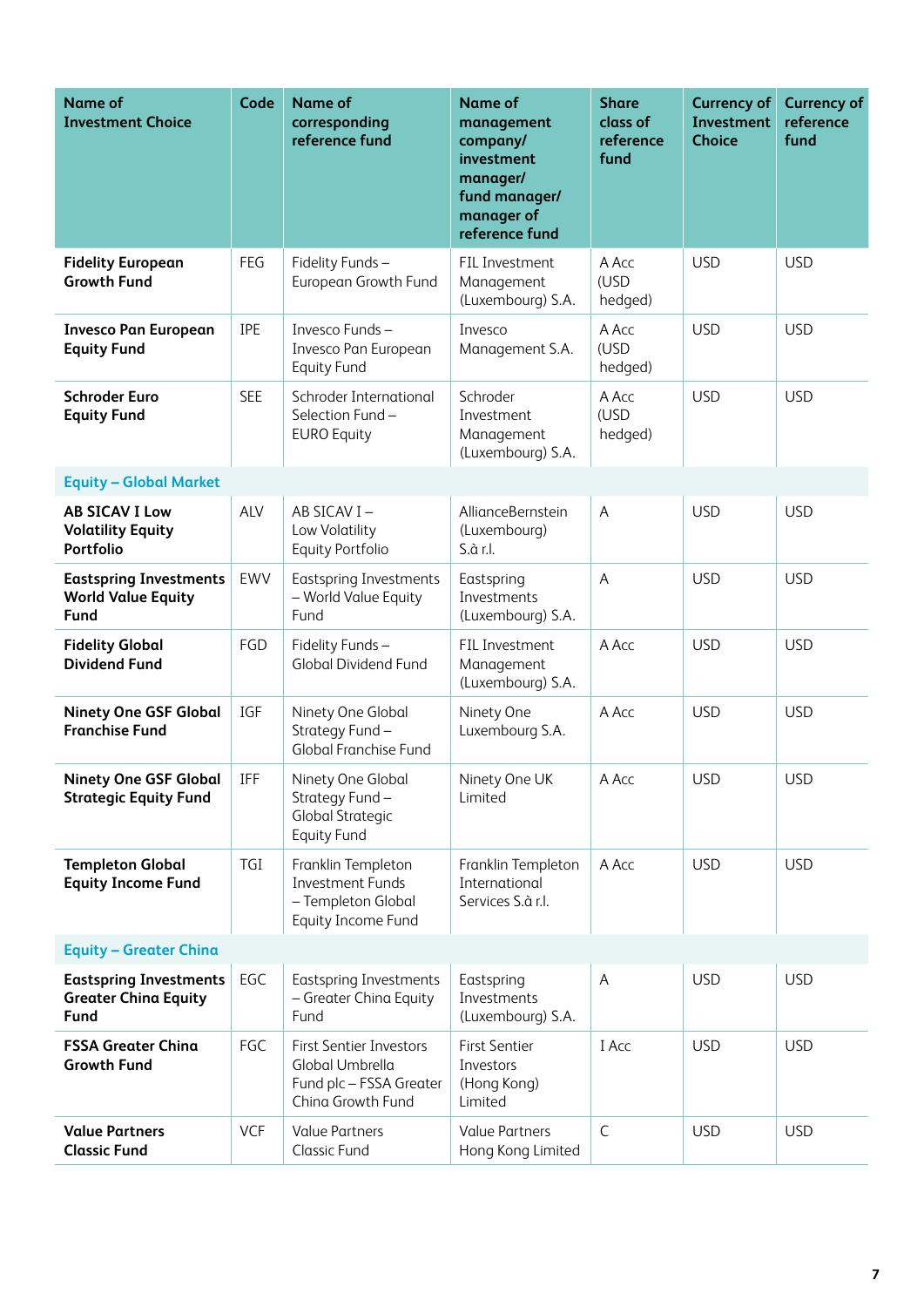| Name of Investment Choice | Code | Name of corresponding reference fund | Name of management company/ investment manager/ fund manager/ manager of reference fund | Share class of reference fund | Currency of Investment Choice | Currency of reference fund |
|---|---|---|---|---|---|---|
| **Fidelity European Growth Fund** | FEG | Fidelity Funds – European Growth Fund | FIL Investment Management (Luxembourg) S.A. | A Acc (USD hedged) | USD | USD |
| **Invesco Pan European Equity Fund** | IPE | Invesco Funds – Invesco Pan European Equity Fund | Invesco Management S.A. | A Acc (USD hedged) | USD | USD |
| **Schroder Euro Equity Fund** | SEE | Schroder International Selection Fund – EURO Equity | Schroder Investment Management (Luxembourg) S.A. | A Acc (USD hedged) | USD | USD |
| **Equity – Global Market** | | | | | | |
| **AB SICAV I Low Volatility Equity Portfolio** | ALV | AB SICAV I – Low Volatility Equity Portfolio | AllianceBernstein (Luxembourg) S.à r.l. | A | USD | USD |
| **Eastspring Investments World Value Equity Fund** | EWV | Eastspring Investments – World Value Equity Fund | Eastspring Investments (Luxembourg) S.A. | A | USD | USD |
| **Fidelity Global Dividend Fund** | FGD | Fidelity Funds – Global Dividend Fund | FIL Investment Management (Luxembourg) S.A. | A Acc | USD | USD |
| **Ninety One GSF Global Franchise Fund** | IGF | Ninety One Global Strategy Fund – Global Franchise Fund | Ninety One Luxembourg S.A. | A Acc | USD | USD |
| **Ninety One GSF Global Strategic Equity Fund** | IFF | Ninety One Global Strategy Fund – Global Strategic Equity Fund | Ninety One UK Limited | A Acc | USD | USD |
| **Templeton Global Equity Income Fund** | TGI | Franklin Templeton Investment Funds – Templeton Global Equity Income Fund | Franklin Templeton International Services S.à r.l. | A Acc | USD | USD |
| **Equity – Greater China** | | | | | | |
| **Eastspring Investments Greater China Equity Fund** | EGC | Eastspring Investments – Greater China Equity Fund | Eastspring Investments (Luxembourg) S.A. | A | USD | USD |
| **FSSA Greater China Growth Fund** | FGC | First Sentier Investors Global Umbrella Fund plc – FSSA Greater China Growth Fund | First Sentier Investors (Hong Kong) Limited | I Acc | USD | USD |
| **Value Partners Classic Fund** | VCF | Value Partners Classic Fund | Value Partners Hong Kong Limited | C | USD | USD |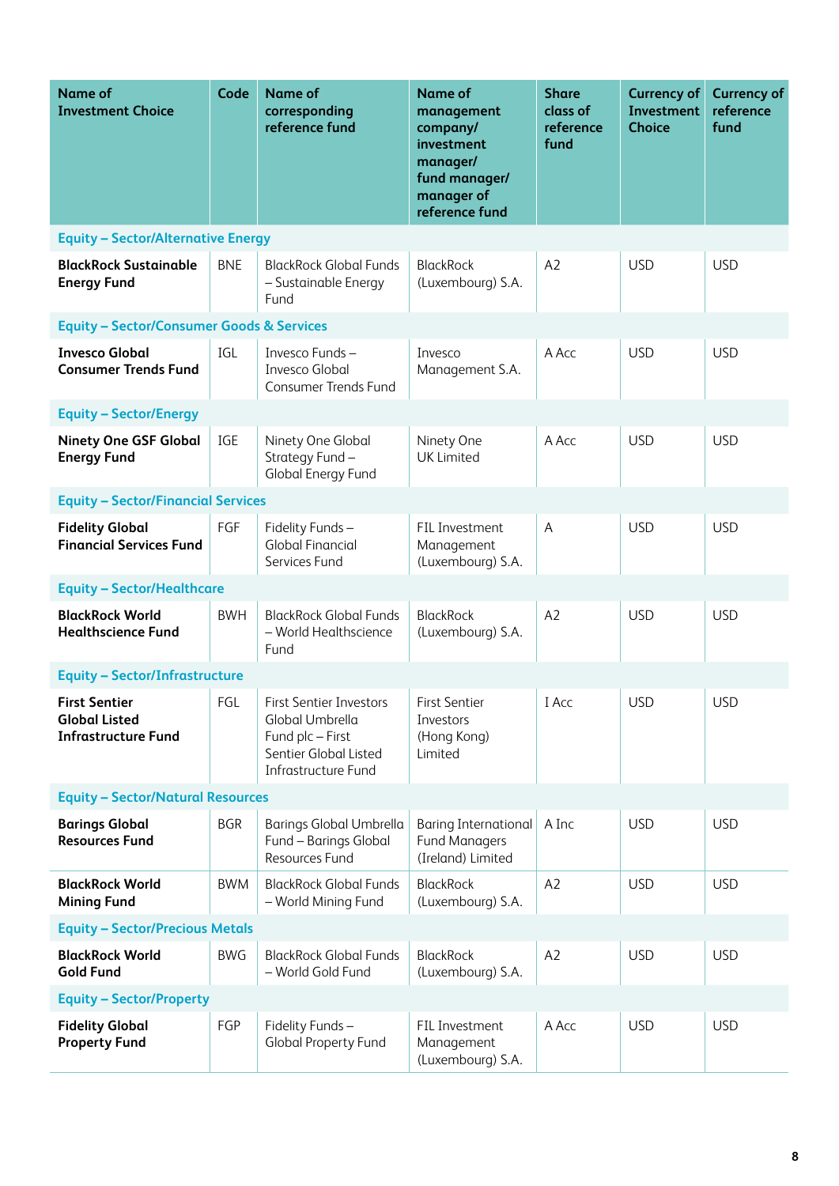| Name of Investment Choice | Code | Name of corresponding reference fund | Name of management company/ investment manager/ fund manager/ manager of reference fund | Share class of reference fund | Currency of Investment Choice | Currency of reference fund |
|---|---|---|---|---|---|---|
| **Equity – Sector/Alternative Energy** | | | | | | |
| **BlackRock Sustainable Energy Fund** | BNE | BlackRock Global Funds – Sustainable Energy Fund | BlackRock (Luxembourg) S.A. | A2 | USD | USD |
| **Equity – Sector/Consumer Goods & Services** | | | | | | |
| **Invesco Global Consumer Trends Fund** | IGL | Invesco Funds – Invesco Global Consumer Trends Fund | Invesco Management S.A. | A Acc | USD | USD |
| **Equity – Sector/Energy** | | | | | | |
| **Ninety One GSF Global Energy Fund** | IGE | Ninety One Global Strategy Fund – Global Energy Fund | Ninety One UK Limited | A Acc | USD | USD |
| **Equity – Sector/Financial Services** | | | | | | |
| **Fidelity Global Financial Services Fund** | FGF | Fidelity Funds – Global Financial Services Fund | FIL Investment Management (Luxembourg) S.A. | A | USD | USD |
| **Equity – Sector/Healthcare** | | | | | | |
| **BlackRock World Healthscience Fund** | BWH | BlackRock Global Funds – World Healthscience Fund | BlackRock (Luxembourg) S.A. | A2 | USD | USD |
| **Equity – Sector/Infrastructure** | | | | | | |
| **First Sentier Global Listed Infrastructure Fund** | FGL | First Sentier Investors Global Umbrella Fund plc – First Sentier Global Listed Infrastructure Fund | First Sentier Investors (Hong Kong) Limited | I Acc | USD | USD |
| **Equity – Sector/Natural Resources** | | | | | | |
| **Barings Global Resources Fund** | BGR | Barings Global Umbrella Fund – Barings Global Resources Fund | Baring International Fund Managers (Ireland) Limited | A Inc | USD | USD |
| **BlackRock World Mining Fund** | BWM | BlackRock Global Funds – World Mining Fund | BlackRock (Luxembourg) S.A. | A2 | USD | USD |
| **Equity – Sector/Precious Metals** | | | | | | |
| **BlackRock World Gold Fund** | BWG | BlackRock Global Funds – World Gold Fund | BlackRock (Luxembourg) S.A. | A2 | USD | USD |
| **Equity – Sector/Property** | | | | | | |
| **Fidelity Global Property Fund** | FGP | Fidelity Funds – Global Property Fund | FIL Investment Management (Luxembourg) S.A. | A Acc | USD | USD |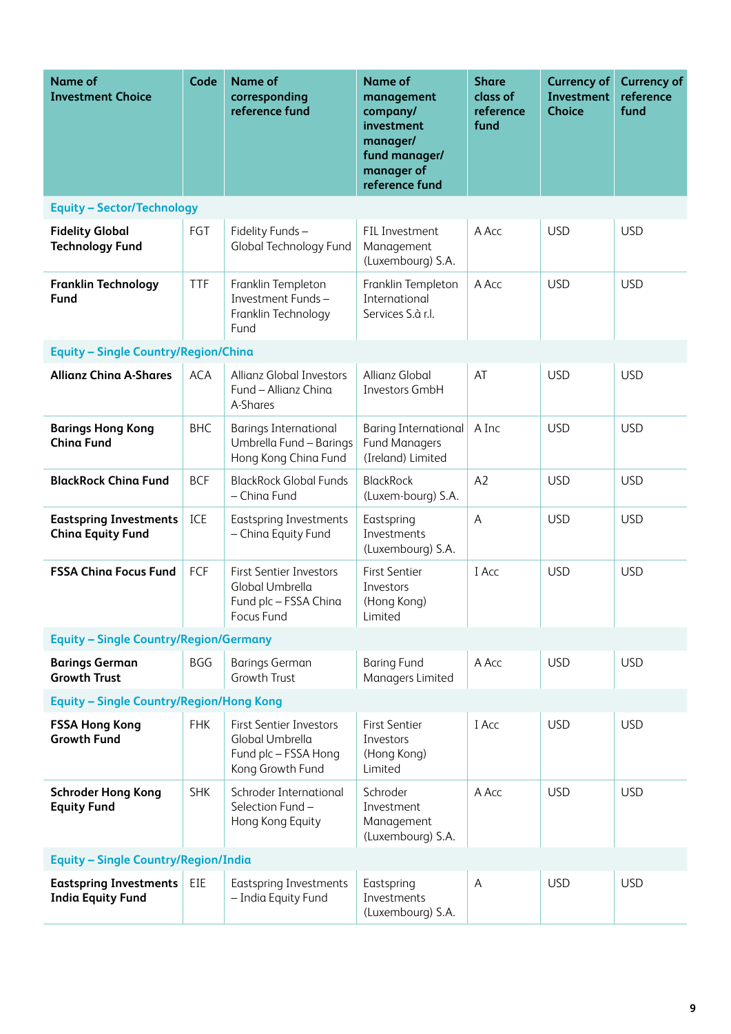| Name of Investment Choice | Code | Name of corresponding reference fund | Name of management company/ investment manager/ fund manager/ manager of reference fund | Share class of reference fund | Currency of Investment Choice | Currency of reference fund |
|---|---|---|---|---|---|---|
| **Equity – Sector/Technology** | | | | | | |
| **Fidelity Global Technology Fund** | FGT | Fidelity Funds – Global Technology Fund | FIL Investment Management (Luxembourg) S.A. | A Acc | USD | USD |
| **Franklin Technology Fund** | TTF | Franklin Templeton Investment Funds – Franklin Technology Fund | Franklin Templeton International Services S.à r.l. | A Acc | USD | USD |
| **Equity – Single Country/Region/China** | | | | | | |
| **Allianz China A-Shares** | ACA | Allianz Global Investors Fund – Allianz China A-Shares | Allianz Global Investors GmbH | AT | USD | USD |
| **Barings Hong Kong China Fund** | BHC | Barings International Umbrella Fund – Barings Hong Kong China Fund | Baring International Fund Managers (Ireland) Limited | A Inc | USD | USD |
| **BlackRock China Fund** | BCF | BlackRock Global Funds – China Fund | BlackRock (Luxem-bourg) S.A. | A2 | USD | USD |
| **Eastspring Investments China Equity Fund** | ICE | Eastspring Investments – China Equity Fund | Eastspring Investments (Luxembourg) S.A. | A | USD | USD |
| **FSSA China Focus Fund** | FCF | First Sentier Investors Global Umbrella Fund plc – FSSA China Focus Fund | First Sentier Investors (Hong Kong) Limited | I Acc | USD | USD |
| **Equity – Single Country/Region/Germany** | | | | | | |
| **Barings German Growth Trust** | BGG | Barings German Growth Trust | Baring Fund Managers Limited | A Acc | USD | USD |
| **Equity – Single Country/Region/Hong Kong** | | | | | | |
| **FSSA Hong Kong Growth Fund** | FHK | First Sentier Investors Global Umbrella Fund plc – FSSA Hong Kong Growth Fund | First Sentier Investors (Hong Kong) Limited | I Acc | USD | USD |
| **Schroder Hong Kong Equity Fund** | SHK | Schroder International Selection Fund – Hong Kong Equity | Schroder Investment Management (Luxembourg) S.A. | A Acc | USD | USD |
| **Equity – Single Country/Region/India** | | | | | | |
| **Eastspring Investments India Equity Fund** | EIE | Eastspring Investments – India Equity Fund | Eastspring Investments (Luxembourg) S.A. | A | USD | USD |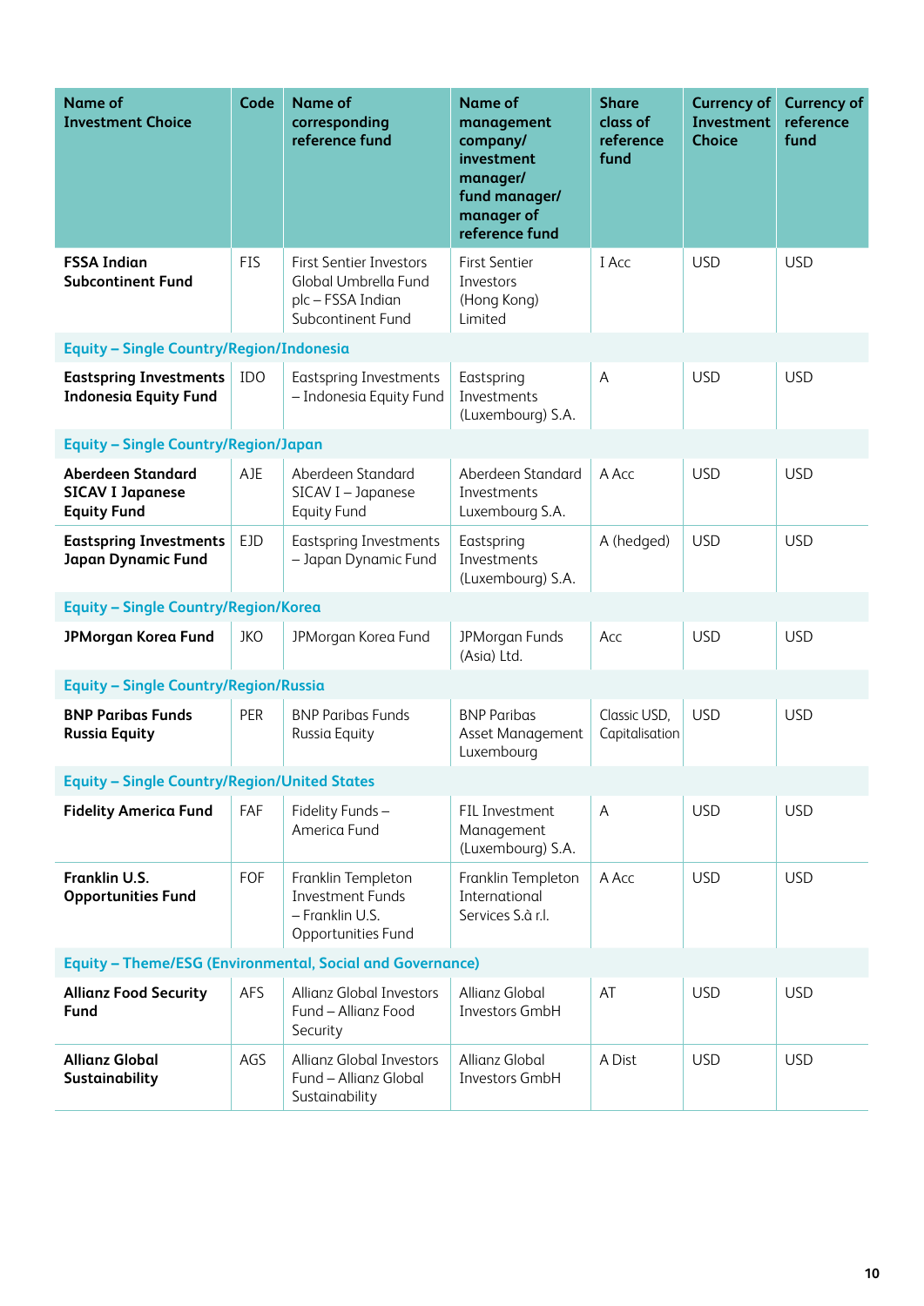| Name of Investment Choice | Code | Name of corresponding reference fund | Name of management company/ investment manager/ fund manager/ manager of reference fund | Share class of reference fund | Currency of Investment Choice | Currency of reference fund |
|---|---|---|---|---|---|---|
| **FSSA Indian Subcontinent Fund** | FIS | First Sentier Investors Global Umbrella Fund plc – FSSA Indian Subcontinent Fund | First Sentier Investors (Hong Kong) Limited | I Acc | USD | USD |
| **Equity – Single Country/Region/Indonesia** | | | | | | |
| **Eastspring Investments Indonesia Equity Fund** | IDO | Eastspring Investments – Indonesia Equity Fund | Eastspring Investments (Luxembourg) S.A. | A | USD | USD |
| **Equity – Single Country/Region/Japan** | | | | | | |
| **Aberdeen Standard SICAV I Japanese Equity Fund** | AJE | Aberdeen Standard SICAV I – Japanese Equity Fund | Aberdeen Standard Investments Luxembourg S.A. | A Acc | USD | USD |
| **Eastspring Investments Japan Dynamic Fund** | EJD | Eastspring Investments – Japan Dynamic Fund | Eastspring Investments (Luxembourg) S.A. | A (hedged) | USD | USD |
| **Equity – Single Country/Region/Korea** | | | | | | |
| **JPMorgan Korea Fund** | JKO | JPMorgan Korea Fund | JPMorgan Funds (Asia) Ltd. | Acc | USD | USD |
| **Equity – Single Country/Region/Russia** | | | | | | |
| **BNP Paribas Funds Russia Equity** | PER | BNP Paribas Funds Russia Equity | BNP Paribas Asset Management Luxembourg | Classic USD, Capitalisation | USD | USD |
| **Equity – Single Country/Region/United States** | | | | | | |
| **Fidelity America Fund** | FAF | Fidelity Funds – America Fund | FIL Investment Management (Luxembourg) S.A. | A | USD | USD |
| **Franklin U.S. Opportunities Fund** | FOF | Franklin Templeton Investment Funds – Franklin U.S. Opportunities Fund | Franklin Templeton International Services S.à r.l. | A Acc | USD | USD |
| **Equity – Theme/ESG (Environmental, Social and Governance)** | | | | | | |
| **Allianz Food Security Fund** | AFS | Allianz Global Investors Fund – Allianz Food Security | Allianz Global Investors GmbH | AT | USD | USD |
| **Allianz Global Sustainability** | AGS | Allianz Global Investors Fund – Allianz Global Sustainability | Allianz Global Investors GmbH | A Dist | USD | USD |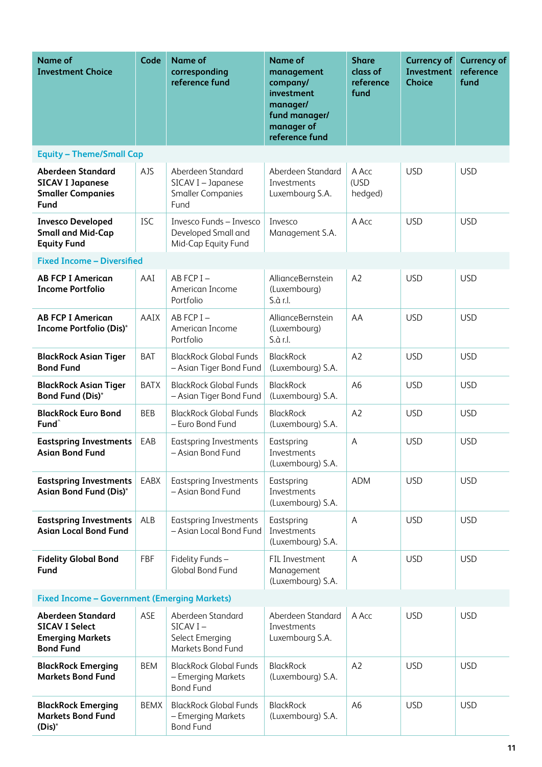| Name of Investment Choice | Code | Name of corresponding reference fund | Name of management company/ investment manager/ fund manager/ manager of reference fund | Share class of reference fund | Currency of Investment Choice | Currency of reference fund |
|---|---|---|---|---|---|---|
| **Equity – Theme/Small Cap** | | | | | | |
| **Aberdeen Standard SICAV I Japanese Smaller Companies Fund** | AJS | Aberdeen Standard SICAV I – Japanese Smaller Companies Fund | Aberdeen Standard Investments Luxembourg S.A. | A Acc (USD hedged) | USD | USD |
| **Invesco Developed Small and Mid-Cap Equity Fund** | ISC | Invesco Funds – Invesco Developed Small and Mid-Cap Equity Fund | Invesco Management S.A. | A Acc | USD | USD |
| **Fixed Income – Diversified** | | | | | | |
| **AB FCP I American Income Portfolio** | AAI | AB FCP I – American Income Portfolio | AllianceBernstein (Luxembourg) S.à r.l. | A2 | USD | USD |
| **AB FCP I American Income Portfolio (Dis)*** | AAIX | AB FCP I – American Income Portfolio | AllianceBernstein (Luxembourg) S.à r.l. | AA | USD | USD |
| **BlackRock Asian Tiger Bond Fund** | BAT | BlackRock Global Funds – Asian Tiger Bond Fund | BlackRock (Luxembourg) S.A. | A2 | USD | USD |
| **BlackRock Asian Tiger Bond Fund (Dis)*** | BATX | BlackRock Global Funds – Asian Tiger Bond Fund | BlackRock (Luxembourg) S.A. | A6 | USD | USD |
| **BlackRock Euro Bond Fund^** | BEB | BlackRock Global Funds – Euro Bond Fund | BlackRock (Luxembourg) S.A. | A2 | USD | USD |
| **Eastspring Investments Asian Bond Fund** | EAB | Eastspring Investments – Asian Bond Fund | Eastspring Investments (Luxembourg) S.A. | A | USD | USD |
| **Eastspring Investments Asian Bond Fund (Dis)*** | EABX | Eastspring Investments – Asian Bond Fund | Eastspring Investments (Luxembourg) S.A. | ADM | USD | USD |
| **Eastspring Investments Asian Local Bond Fund** | ALB | Eastspring Investments – Asian Local Bond Fund | Eastspring Investments (Luxembourg) S.A. | A | USD | USD |
| **Fidelity Global Bond Fund** | FBF | Fidelity Funds – Global Bond Fund | FIL Investment Management (Luxembourg) S.A. | A | USD | USD |
| **Fixed Income – Government (Emerging Markets)** | | | | | | |
| **Aberdeen Standard SICAV I Select Emerging Markets Bond Fund** | ASE | Aberdeen Standard SICAV I – Select Emerging Markets Bond Fund | Aberdeen Standard Investments Luxembourg S.A. | A Acc | USD | USD |
| **BlackRock Emerging Markets Bond Fund** | BEM | BlackRock Global Funds – Emerging Markets Bond Fund | BlackRock (Luxembourg) S.A. | A2 | USD | USD |
| **BlackRock Emerging Markets Bond Fund (Dis)*** | BEMX | BlackRock Global Funds – Emerging Markets Bond Fund | BlackRock (Luxembourg) S.A. | A6 | USD | USD |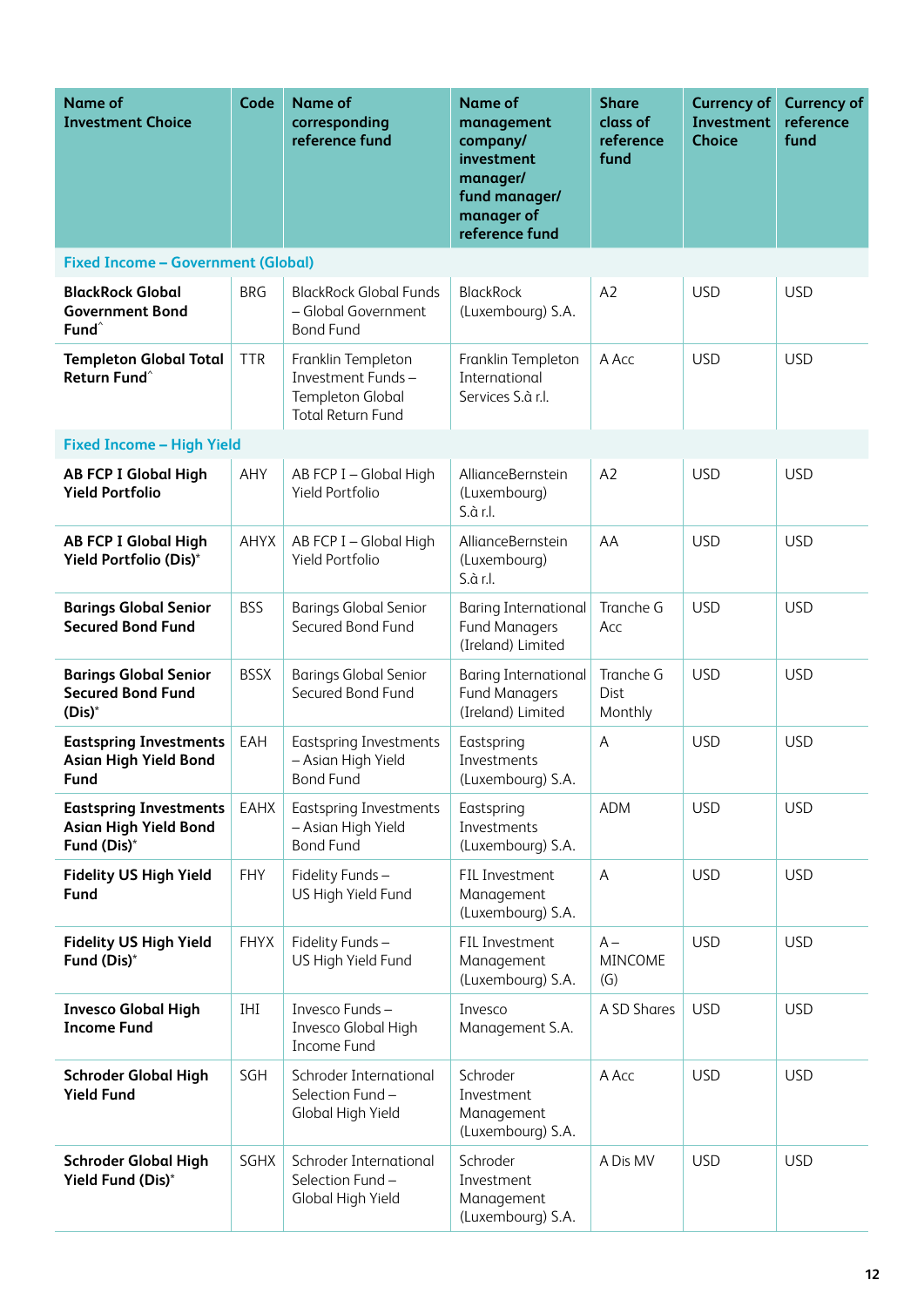| Name of Investment Choice | Code | Name of corresponding reference fund | Name of management company/ investment manager/ fund manager/ manager of reference fund | Share class of reference fund | Currency of Investment Choice | Currency of reference fund |
|---|---|---|---|---|---|---|
| **Fixed Income – Government (Global)** | | | | | | |
| **BlackRock Global Government Bond Fund**^ | BRG | BlackRock Global Funds – Global Government Bond Fund | BlackRock (Luxembourg) S.A. | A2 | USD | USD |
| **Templeton Global Total Return Fund**^ | TTR | Franklin Templeton Investment Funds – Templeton Global Total Return Fund | Franklin Templeton International Services S.à r.l. | A Acc | USD | USD |
| **Fixed Income – High Yield** | | | | | | |
| **AB FCP I Global High Yield Portfolio** | AHY | AB FCP I – Global High Yield Portfolio | AllianceBernstein (Luxembourg) S.à r.l. | A2 | USD | USD |
| **AB FCP I Global High Yield Portfolio (Dis)*** | AHYX | AB FCP I – Global High Yield Portfolio | AllianceBernstein (Luxembourg) S.à r.l. | AA | USD | USD |
| **Barings Global Senior Secured Bond Fund** | BSS | Barings Global Senior Secured Bond Fund | Baring International Fund Managers (Ireland) Limited | Tranche G Acc | USD | USD |
| **Barings Global Senior Secured Bond Fund (Dis)*** | BSSX | Barings Global Senior Secured Bond Fund | Baring International Fund Managers (Ireland) Limited | Tranche G Dist Monthly | USD | USD |
| **Eastspring Investments Asian High Yield Bond Fund** | EAH | Eastspring Investments – Asian High Yield Bond Fund | Eastspring Investments (Luxembourg) S.A. | A | USD | USD |
| **Eastspring Investments Asian High Yield Bond Fund (Dis)*** | EAHX | Eastspring Investments – Asian High Yield Bond Fund | Eastspring Investments (Luxembourg) S.A. | ADM | USD | USD |
| **Fidelity US High Yield Fund** | FHY | Fidelity Funds – US High Yield Fund | FIL Investment Management (Luxembourg) S.A. | A | USD | USD |
| **Fidelity US High Yield Fund (Dis)*** | FHYX | Fidelity Funds – US High Yield Fund | FIL Investment Management (Luxembourg) S.A. | A – MINCOME (G) | USD | USD |
| **Invesco Global High Income Fund** | IHI | Invesco Funds – Invesco Global High Income Fund | Invesco Management S.A. | A SD Shares | USD | USD |
| **Schroder Global High Yield Fund** | SGH | Schroder International Selection Fund – Global High Yield | Schroder Investment Management (Luxembourg) S.A. | A Acc | USD | USD |
| **Schroder Global High Yield Fund (Dis)*** | SGHX | Schroder International Selection Fund – Global High Yield | Schroder Investment Management (Luxembourg) S.A. | A Dis MV | USD | USD |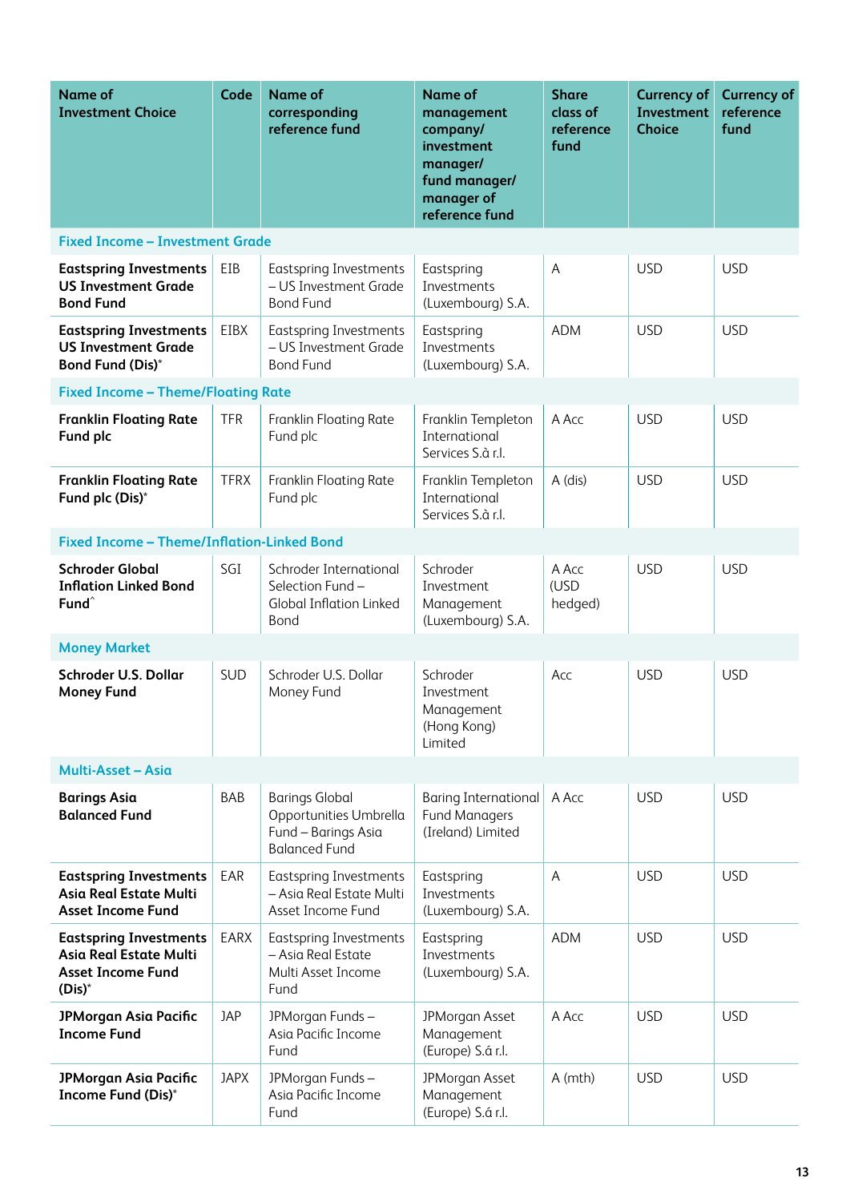| Name of Investment Choice | Code | Name of corresponding reference fund | Name of management company/ investment manager/ fund manager/ manager of reference fund | Share class of reference fund | Currency of Investment Choice | Currency of reference fund |
|---|---|---|---|---|---|---|
| **Fixed Income – Investment Grade** | | | | | | |
| **Eastspring Investments US Investment Grade Bond Fund** | EIB | Eastspring Investments – US Investment Grade Bond Fund | Eastspring Investments (Luxembourg) S.A. | A | USD | USD |
| **Eastspring Investments US Investment Grade Bond Fund (Dis)*** | EIBX | Eastspring Investments – US Investment Grade Bond Fund | Eastspring Investments (Luxembourg) S.A. | ADM | USD | USD |
| **Fixed Income – Theme/Floating Rate** | | | | | | |
| **Franklin Floating Rate Fund plc** | TFR | Franklin Floating Rate Fund plc | Franklin Templeton International Services S.à r.l. | A Acc | USD | USD |
| **Franklin Floating Rate Fund plc (Dis)*** | TFRX | Franklin Floating Rate Fund plc | Franklin Templeton International Services S.à r.l. | A (dis) | USD | USD |
| **Fixed Income – Theme/Inflation-Linked Bond** | | | | | | |
| **Schroder Global Inflation Linked Bond Fund^** | SGI | Schroder International Selection Fund – Global Inflation Linked Bond | Schroder Investment Management (Luxembourg) S.A. | A Acc (USD hedged) | USD | USD |
| **Money Market** | | | | | | |
| **Schroder U.S. Dollar Money Fund** | SUD | Schroder U.S. Dollar Money Fund | Schroder Investment Management (Hong Kong) Limited | Acc | USD | USD |
| **Multi-Asset – Asia** | | | | | | |
| **Barings Asia Balanced Fund** | BAB | Barings Global Opportunities Umbrella Fund – Barings Asia Balanced Fund | Baring International Fund Managers (Ireland) Limited | A Acc | USD | USD |
| **Eastspring Investments Asia Real Estate Multi Asset Income Fund** | EAR | Eastspring Investments – Asia Real Estate Multi Asset Income Fund | Eastspring Investments (Luxembourg) S.A. | A | USD | USD |
| **Eastspring Investments Asia Real Estate Multi Asset Income Fund (Dis)*** | EARX | Eastspring Investments – Asia Real Estate Multi Asset Income Fund | Eastspring Investments (Luxembourg) S.A. | ADM | USD | USD |
| **JPMorgan Asia Pacific Income Fund** | JAP | JPMorgan Funds – Asia Pacific Income Fund | JPMorgan Asset Management (Europe) S.á r.l. | A Acc | USD | USD |
| **JPMorgan Asia Pacific Income Fund (Dis)*** | JAPX | JPMorgan Funds – Asia Pacific Income Fund | JPMorgan Asset Management (Europe) S.á r.l. | A (mth) | USD | USD |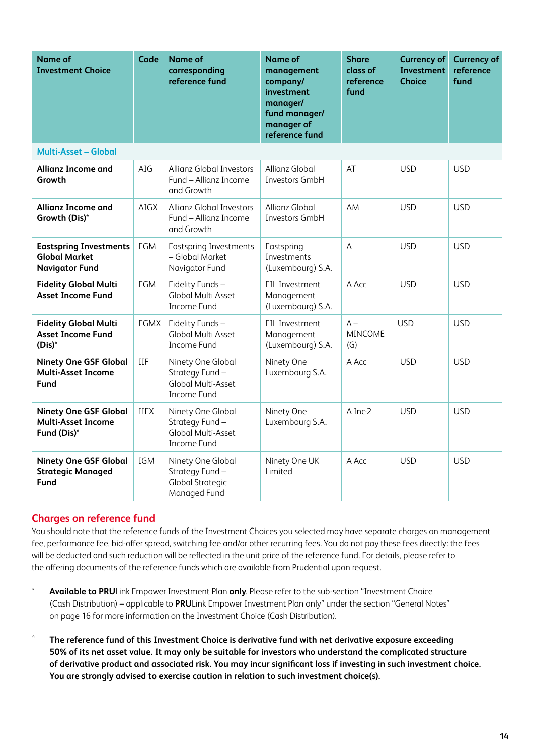| Name of Investment Choice | Code | Name of corresponding reference fund | Name of management company/ investment manager/ fund manager/ manager of reference fund | Share class of reference fund | Currency of Investment Choice | Currency of reference fund |
|---|---|---|---|---|---|---|
| **Multi-Asset – Global** | | | | | | |
| **Allianz Income and Growth** | AIG | Allianz Global Investors Fund – Allianz Income and Growth | Allianz Global Investors GmbH | AT | USD | USD |
| **Allianz Income and Growth (Dis)*** | AIGX | Allianz Global Investors Fund – Allianz Income and Growth | Allianz Global Investors GmbH | AM | USD | USD |
| **Eastspring Investments Global Market Navigator Fund** | EGM | Eastspring Investments – Global Market Navigator Fund | Eastspring Investments (Luxembourg) S.A. | A | USD | USD |
| **Fidelity Global Multi Asset Income Fund** | FGM | Fidelity Funds – Global Multi Asset Income Fund | FIL Investment Management (Luxembourg) S.A. | A Acc | USD | USD |
| **Fidelity Global Multi Asset Income Fund (Dis)*** | FGMX | Fidelity Funds – Global Multi Asset Income Fund | FIL Investment Management (Luxembourg) S.A. | A – MINCOME (G) | USD | USD |
| **Ninety One GSF Global Multi-Asset Income Fund** | IIF | Ninety One Global Strategy Fund – Global Multi-Asset Income Fund | Ninety One Luxembourg S.A. | A Acc | USD | USD |
| **Ninety One GSF Global Multi-Asset Income Fund (Dis)*** | IIFX | Ninety One Global Strategy Fund – Global Multi-Asset Income Fund | Ninety One Luxembourg S.A. | A Inc-2 | USD | USD |
| **Ninety One GSF Global Strategic Managed Fund** | IGM | Ninety One Global Strategy Fund – Global Strategic Managed Fund | Ninety One UK Limited | A Acc | USD | USD |

## Charges on reference fund

You should note that the reference funds of the Investment Choices you selected may have separate charges on management fee, performance fee, bid-offer spread, switching fee and/or other recurring fees. You do not pay these fees directly: the fees will be deducted and such reduction will be reflected in the unit price of the reference fund. For details, please refer to the offering documents of the reference funds which are available from Prudential upon request.

\* **Available to PRU**Link Empower Investment Plan **only**. Please refer to the sub-section "Investment Choice (Cash Distribution) – applicable to **PRU**Link Empower Investment Plan only" under the section "General Notes" on page 16 for more information on the Investment Choice (Cash Distribution).

^ **The reference fund of this Investment Choice is derivative fund with net derivative exposure exceeding 50% of its net asset value. It may only be suitable for investors who understand the complicated structure of derivative product and associated risk. You may incur significant loss if investing in such investment choice. You are strongly advised to exercise caution in relation to such investment choice(s).**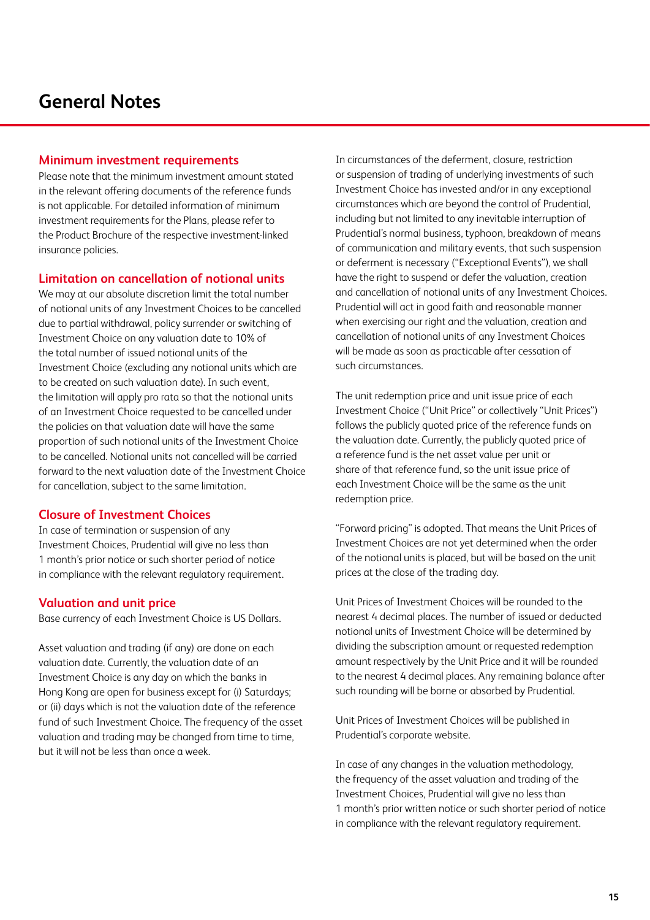# General Notes

## Minimum investment requirements

Please note that the minimum investment amount stated in the relevant offering documents of the reference funds is not applicable. For detailed information of minimum investment requirements for the Plans, please refer to the Product Brochure of the respective investment-linked insurance policies.

## Limitation on cancellation of notional units

We may at our absolute discretion limit the total number of notional units of any Investment Choices to be cancelled due to partial withdrawal, policy surrender or switching of Investment Choice on any valuation date to 10% of the total number of issued notional units of the Investment Choice (excluding any notional units which are to be created on such valuation date). In such event, the limitation will apply pro rata so that the notional units of an Investment Choice requested to be cancelled under the policies on that valuation date will have the same proportion of such notional units of the Investment Choice to be cancelled. Notional units not cancelled will be carried forward to the next valuation date of the Investment Choice for cancellation, subject to the same limitation.

## Closure of Investment Choices

In case of termination or suspension of any Investment Choices, Prudential will give no less than 1 month's prior notice or such shorter period of notice in compliance with the relevant regulatory requirement.

## Valuation and unit price

Base currency of each Investment Choice is US Dollars.

Asset valuation and trading (if any) are done on each valuation date. Currently, the valuation date of an Investment Choice is any day on which the banks in Hong Kong are open for business except for (i) Saturdays; or (ii) days which is not the valuation date of the reference fund of such Investment Choice. The frequency of the asset valuation and trading may be changed from time to time, but it will not be less than once a week.

In circumstances of the deferment, closure, restriction or suspension of trading of underlying investments of such Investment Choice has invested and/or in any exceptional circumstances which are beyond the control of Prudential, including but not limited to any inevitable interruption of Prudential's normal business, typhoon, breakdown of means of communication and military events, that such suspension or deferment is necessary ("Exceptional Events"), we shall have the right to suspend or defer the valuation, creation and cancellation of notional units of any Investment Choices. Prudential will act in good faith and reasonable manner when exercising our right and the valuation, creation and cancellation of notional units of any Investment Choices will be made as soon as practicable after cessation of such circumstances.

The unit redemption price and unit issue price of each Investment Choice ("Unit Price" or collectively "Unit Prices") follows the publicly quoted price of the reference funds on the valuation date. Currently, the publicly quoted price of a reference fund is the net asset value per unit or share of that reference fund, so the unit issue price of each Investment Choice will be the same as the unit redemption price.

"Forward pricing" is adopted. That means the Unit Prices of Investment Choices are not yet determined when the order of the notional units is placed, but will be based on the unit prices at the close of the trading day.

Unit Prices of Investment Choices will be rounded to the nearest 4 decimal places. The number of issued or deducted notional units of Investment Choice will be determined by dividing the subscription amount or requested redemption amount respectively by the Unit Price and it will be rounded to the nearest 4 decimal places. Any remaining balance after such rounding will be borne or absorbed by Prudential.

Unit Prices of Investment Choices will be published in Prudential's corporate website.

In case of any changes in the valuation methodology, the frequency of the asset valuation and trading of the Investment Choices, Prudential will give no less than 1 month's prior written notice or such shorter period of notice in compliance with the relevant regulatory requirement.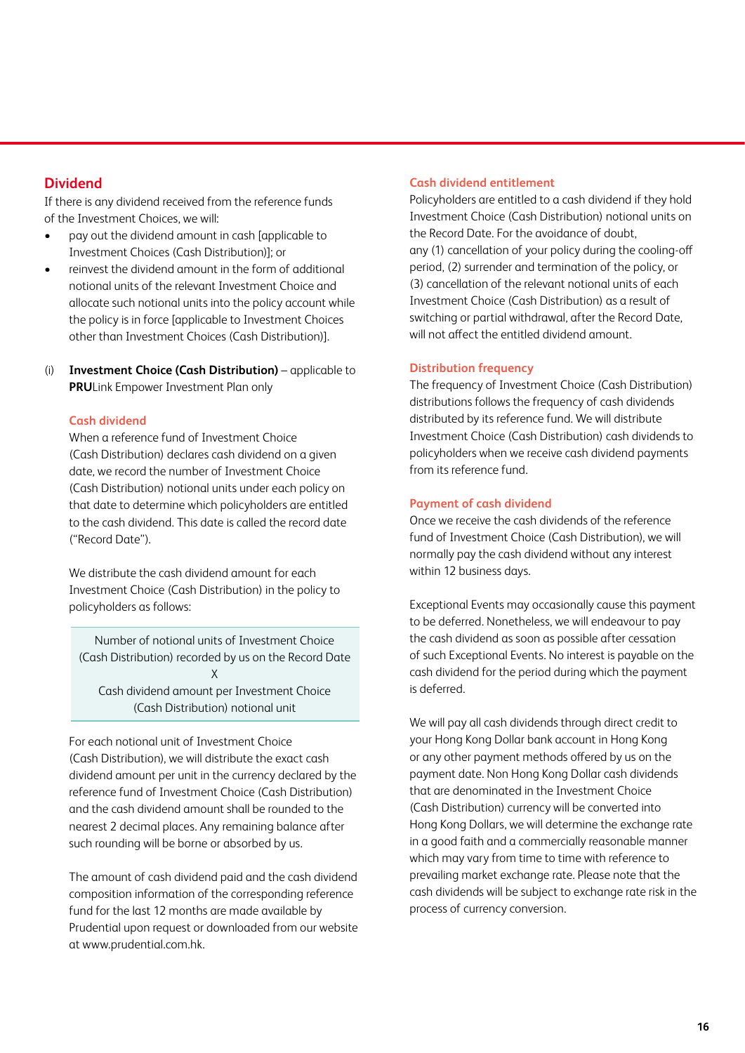## Dividend

If there is any dividend received from the reference funds of the Investment Choices, we will:

- pay out the dividend amount in cash [applicable to Investment Choices (Cash Distribution)]; or
- reinvest the dividend amount in the form of additional notional units of the relevant Investment Choice and allocate such notional units into the policy account while the policy is in force [applicable to Investment Choices other than Investment Choices (Cash Distribution)].

(i) **Investment Choice (Cash Distribution)** – applicable to **PRU**Link Empower Investment Plan only

### Cash dividend

When a reference fund of Investment Choice (Cash Distribution) declares cash dividend on a given date, we record the number of Investment Choice (Cash Distribution) notional units under each policy on that date to determine which policyholders are entitled to the cash dividend. This date is called the record date ("Record Date").

We distribute the cash dividend amount for each Investment Choice (Cash Distribution) in the policy to policyholders as follows:

> Number of notional units of Investment Choice (Cash Distribution) recorded by us on the Record Date
> X
> Cash dividend amount per Investment Choice (Cash Distribution) notional unit

For each notional unit of Investment Choice (Cash Distribution), we will distribute the exact cash dividend amount per unit in the currency declared by the reference fund of Investment Choice (Cash Distribution) and the cash dividend amount shall be rounded to the nearest 2 decimal places. Any remaining balance after such rounding will be borne or absorbed by us.

The amount of cash dividend paid and the cash dividend composition information of the corresponding reference fund for the last 12 months are made available by Prudential upon request or downloaded from our website at www.prudential.com.hk.

### Cash dividend entitlement

Policyholders are entitled to a cash dividend if they hold Investment Choice (Cash Distribution) notional units on the Record Date. For the avoidance of doubt, any (1) cancellation of your policy during the cooling-off period, (2) surrender and termination of the policy, or (3) cancellation of the relevant notional units of each Investment Choice (Cash Distribution) as a result of switching or partial withdrawal, after the Record Date, will not affect the entitled dividend amount.

### Distribution frequency

The frequency of Investment Choice (Cash Distribution) distributions follows the frequency of cash dividends distributed by its reference fund. We will distribute Investment Choice (Cash Distribution) cash dividends to policyholders when we receive cash dividend payments from its reference fund.

### Payment of cash dividend

Once we receive the cash dividends of the reference fund of Investment Choice (Cash Distribution), we will normally pay the cash dividend without any interest within 12 business days.

Exceptional Events may occasionally cause this payment to be deferred. Nonetheless, we will endeavour to pay the cash dividend as soon as possible after cessation of such Exceptional Events. No interest is payable on the cash dividend for the period during which the payment is deferred.

We will pay all cash dividends through direct credit to your Hong Kong Dollar bank account in Hong Kong or any other payment methods offered by us on the payment date. Non Hong Kong Dollar cash dividends that are denominated in the Investment Choice (Cash Distribution) currency will be converted into Hong Kong Dollars, we will determine the exchange rate in a good faith and a commercially reasonable manner which may vary from time to time with reference to prevailing market exchange rate. Please note that the cash dividends will be subject to exchange rate risk in the process of currency conversion.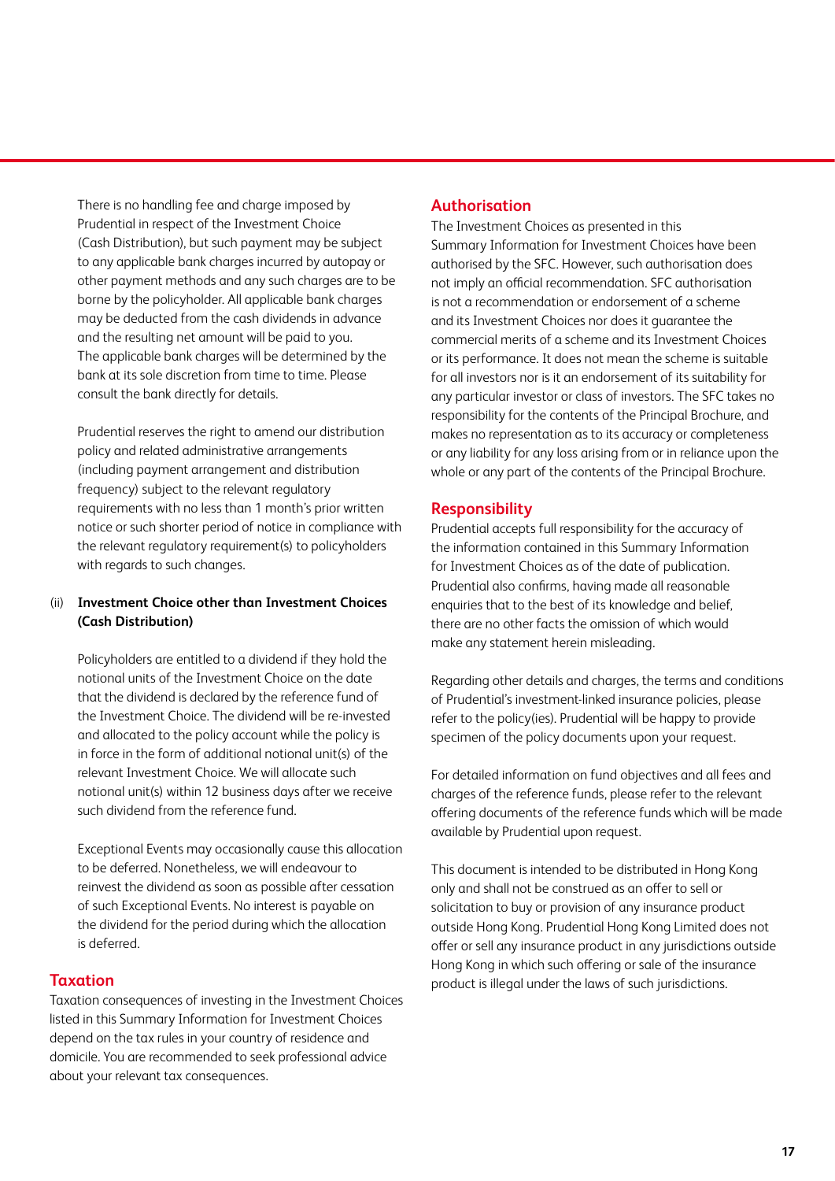There is no handling fee and charge imposed by Prudential in respect of the Investment Choice (Cash Distribution), but such payment may be subject to any applicable bank charges incurred by autopay or other payment methods and any such charges are to be borne by the policyholder. All applicable bank charges may be deducted from the cash dividends in advance and the resulting net amount will be paid to you. The applicable bank charges will be determined by the bank at its sole discretion from time to time. Please consult the bank directly for details.

Prudential reserves the right to amend our distribution policy and related administrative arrangements (including payment arrangement and distribution frequency) subject to the relevant regulatory requirements with no less than 1 month's prior written notice or such shorter period of notice in compliance with the relevant regulatory requirement(s) to policyholders with regards to such changes.

(ii) **Investment Choice other than Investment Choices (Cash Distribution)**

Policyholders are entitled to a dividend if they hold the notional units of the Investment Choice on the date that the dividend is declared by the reference fund of the Investment Choice. The dividend will be re-invested and allocated to the policy account while the policy is in force in the form of additional notional unit(s) of the relevant Investment Choice. We will allocate such notional unit(s) within 12 business days after we receive such dividend from the reference fund.

Exceptional Events may occasionally cause this allocation to be deferred. Nonetheless, we will endeavour to reinvest the dividend as soon as possible after cessation of such Exceptional Events. No interest is payable on the dividend for the period during which the allocation is deferred.

## Taxation

Taxation consequences of investing in the Investment Choices listed in this Summary Information for Investment Choices depend on the tax rules in your country of residence and domicile. You are recommended to seek professional advice about your relevant tax consequences.

## Authorisation

The Investment Choices as presented in this Summary Information for Investment Choices have been authorised by the SFC. However, such authorisation does not imply an official recommendation. SFC authorisation is not a recommendation or endorsement of a scheme and its Investment Choices nor does it guarantee the commercial merits of a scheme and its Investment Choices or its performance. It does not mean the scheme is suitable for all investors nor is it an endorsement of its suitability for any particular investor or class of investors. The SFC takes no responsibility for the contents of the Principal Brochure, and makes no representation as to its accuracy or completeness or any liability for any loss arising from or in reliance upon the whole or any part of the contents of the Principal Brochure.

## Responsibility

Prudential accepts full responsibility for the accuracy of the information contained in this Summary Information for Investment Choices as of the date of publication. Prudential also confirms, having made all reasonable enquiries that to the best of its knowledge and belief, there are no other facts the omission of which would make any statement herein misleading.

Regarding other details and charges, the terms and conditions of Prudential's investment-linked insurance policies, please refer to the policy(ies). Prudential will be happy to provide specimen of the policy documents upon your request.

For detailed information on fund objectives and all fees and charges of the reference funds, please refer to the relevant offering documents of the reference funds which will be made available by Prudential upon request.

This document is intended to be distributed in Hong Kong only and shall not be construed as an offer to sell or solicitation to buy or provision of any insurance product outside Hong Kong. Prudential Hong Kong Limited does not offer or sell any insurance product in any jurisdictions outside Hong Kong in which such offering or sale of the insurance product is illegal under the laws of such jurisdictions.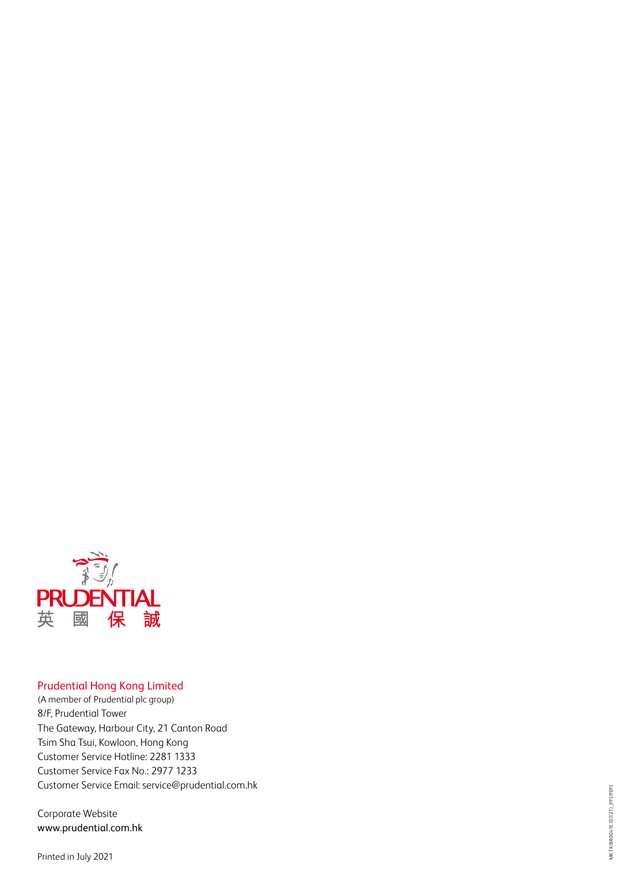PRUDENTIAL
英 國 保 誠

Prudential Hong Kong Limited
(A member of Prudential plc group)
8/F, Prudential Tower
The Gateway, Harbour City, 21 Canton Road
Tsim Sha Tsui, Kowloon, Hong Kong
Customer Service Hotline: 2281 1333
Customer Service Fax No.: 2977 1233
Customer Service Email: service@prudential.com.hk

Corporate Website
www.prudential.com.hk

Printed in July 2021

MKTX/BR0041E (07/21)_PP1/PEP1